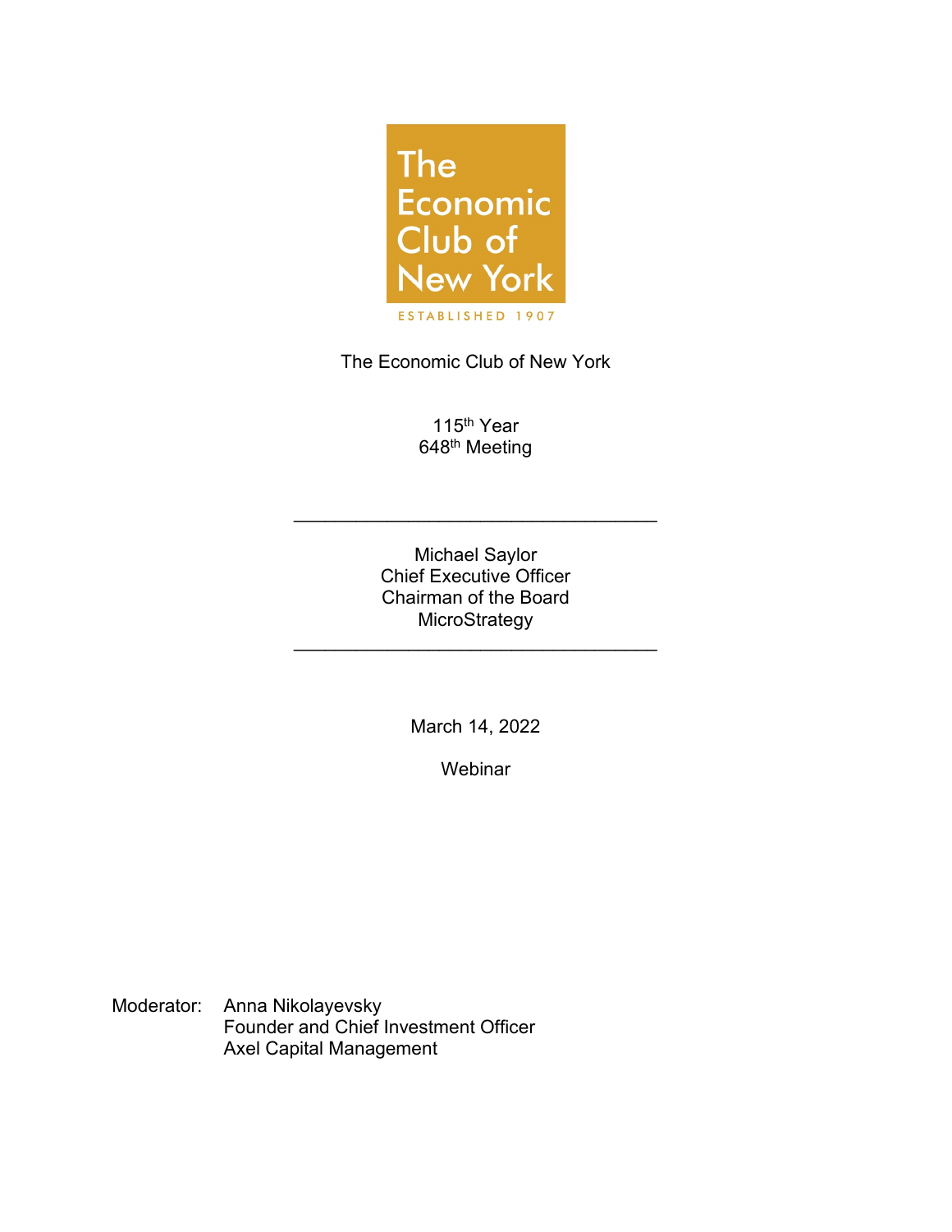The Economic Club of New York

ESTABLISHED 1907

The Economic Club of New York

115th Year
648th Meeting

---

Michael Saylor
Chief Executive Officer
Chairman of the Board
MicroStrategy

---

March 14, 2022

Webinar

Moderator: Anna Nikolayevsky
Founder and Chief Investment Officer
Axel Capital Management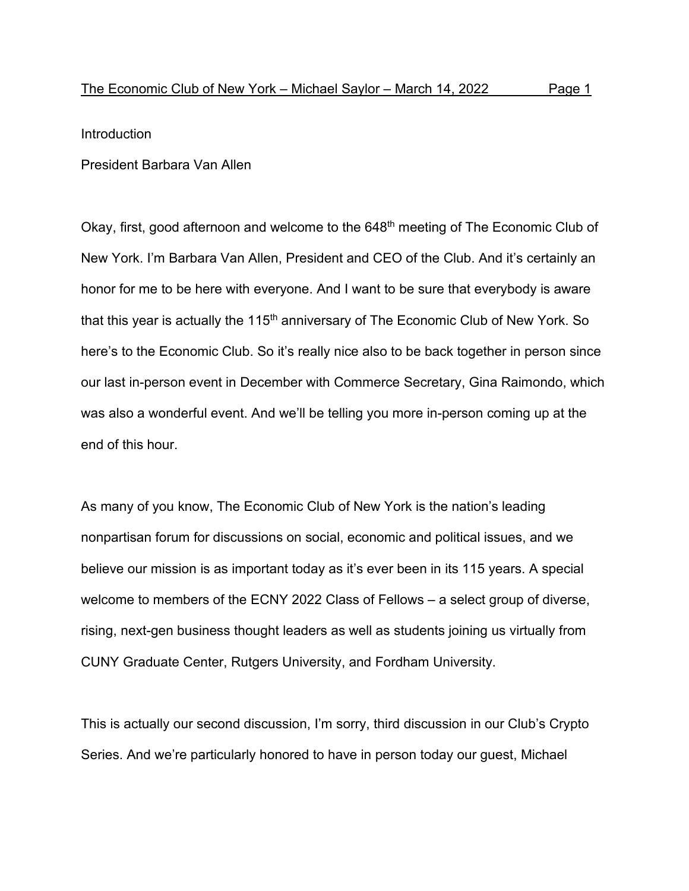Introduction

President Barbara Van Allen

Okay, first, good afternoon and welcome to the 648th meeting of The Economic Club of New York. I'm Barbara Van Allen, President and CEO of the Club. And it's certainly an honor for me to be here with everyone. And I want to be sure that everybody is aware that this year is actually the 115th anniversary of The Economic Club of New York. So here's to the Economic Club. So it's really nice also to be back together in person since our last in-person event in December with Commerce Secretary, Gina Raimondo, which was also a wonderful event. And we'll be telling you more in-person coming up at the end of this hour.

As many of you know, The Economic Club of New York is the nation's leading nonpartisan forum for discussions on social, economic and political issues, and we believe our mission is as important today as it's ever been in its 115 years. A special welcome to members of the ECNY 2022 Class of Fellows – a select group of diverse, rising, next-gen business thought leaders as well as students joining us virtually from CUNY Graduate Center, Rutgers University, and Fordham University.

This is actually our second discussion, I'm sorry, third discussion in our Club's Crypto Series. And we're particularly honored to have in person today our guest, Michael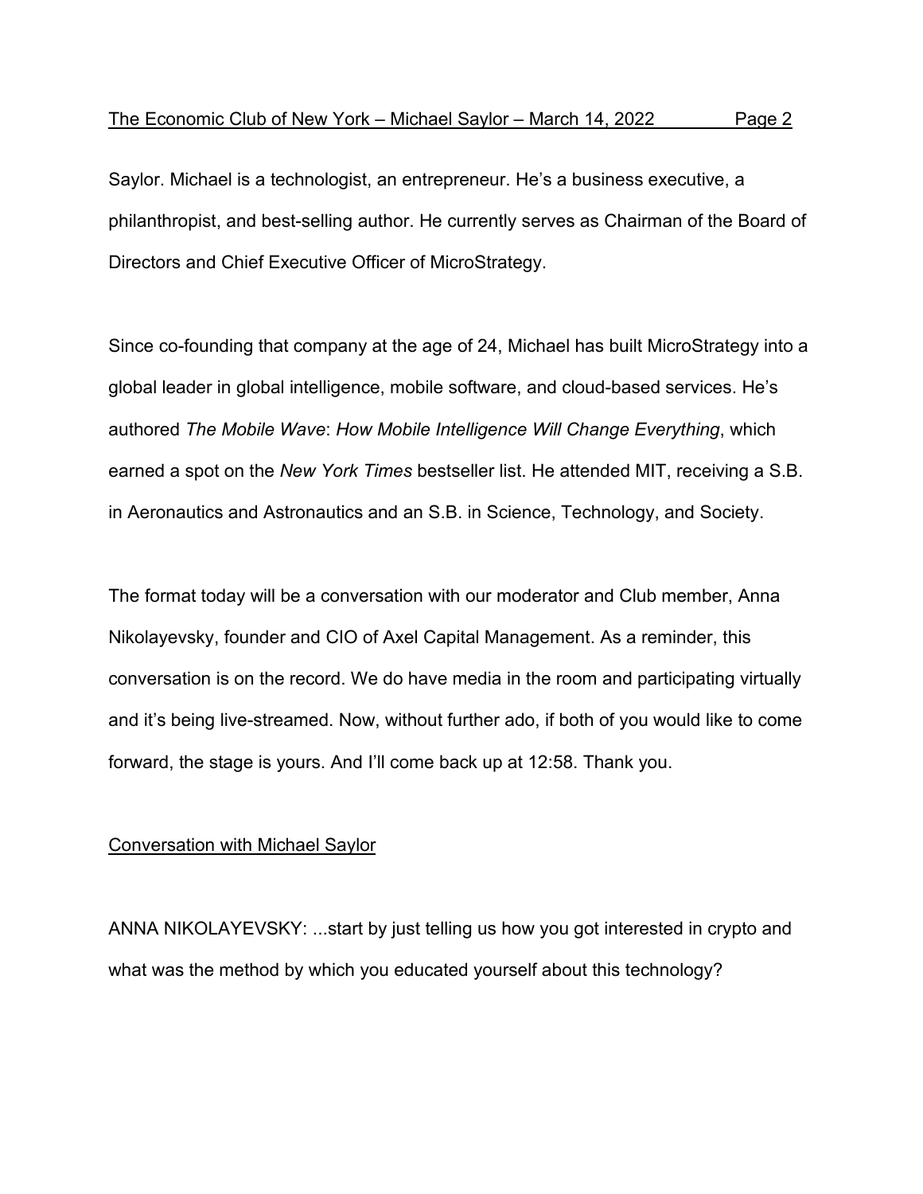Saylor. Michael is a technologist, an entrepreneur. He's a business executive, a philanthropist, and best-selling author. He currently serves as Chairman of the Board of Directors and Chief Executive Officer of MicroStrategy.

Since co-founding that company at the age of 24, Michael has built MicroStrategy into a global leader in global intelligence, mobile software, and cloud-based services. He's authored *The Mobile Wave*: *How Mobile Intelligence Will Change Everything*, which earned a spot on the *New York Times* bestseller list. He attended MIT, receiving a S.B. in Aeronautics and Astronautics and an S.B. in Science, Technology, and Society.

The format today will be a conversation with our moderator and Club member, Anna Nikolayevsky, founder and CIO of Axel Capital Management. As a reminder, this conversation is on the record. We do have media in the room and participating virtually and it's being live-streamed. Now, without further ado, if both of you would like to come forward, the stage is yours. And I'll come back up at 12:58. Thank you.

## Conversation with Michael Saylor

ANNA NIKOLAYEVSKY: ...start by just telling us how you got interested in crypto and what was the method by which you educated yourself about this technology?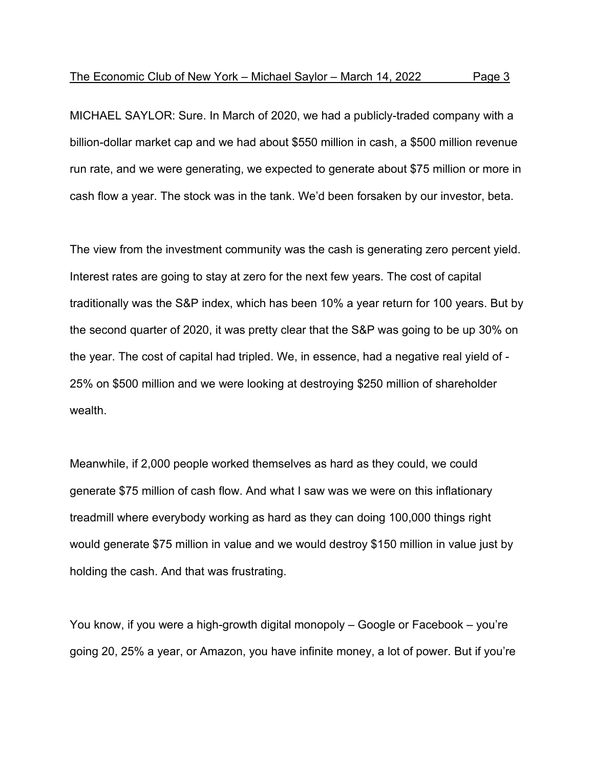MICHAEL SAYLOR: Sure. In March of 2020, we had a publicly-traded company with a billion-dollar market cap and we had about $550 million in cash, a $500 million revenue run rate, and we were generating, we expected to generate about $75 million or more in cash flow a year. The stock was in the tank. We'd been forsaken by our investor, beta.

The view from the investment community was the cash is generating zero percent yield. Interest rates are going to stay at zero for the next few years. The cost of capital traditionally was the S&P index, which has been 10% a year return for 100 years. But by the second quarter of 2020, it was pretty clear that the S&P was going to be up 30% on the year. The cost of capital had tripled. We, in essence, had a negative real yield of -25% on $500 million and we were looking at destroying $250 million of shareholder wealth.

Meanwhile, if 2,000 people worked themselves as hard as they could, we could generate $75 million of cash flow. And what I saw was we were on this inflationary treadmill where everybody working as hard as they can doing 100,000 things right would generate $75 million in value and we would destroy $150 million in value just by holding the cash. And that was frustrating.

You know, if you were a high-growth digital monopoly – Google or Facebook – you're going 20, 25% a year, or Amazon, you have infinite money, a lot of power. But if you're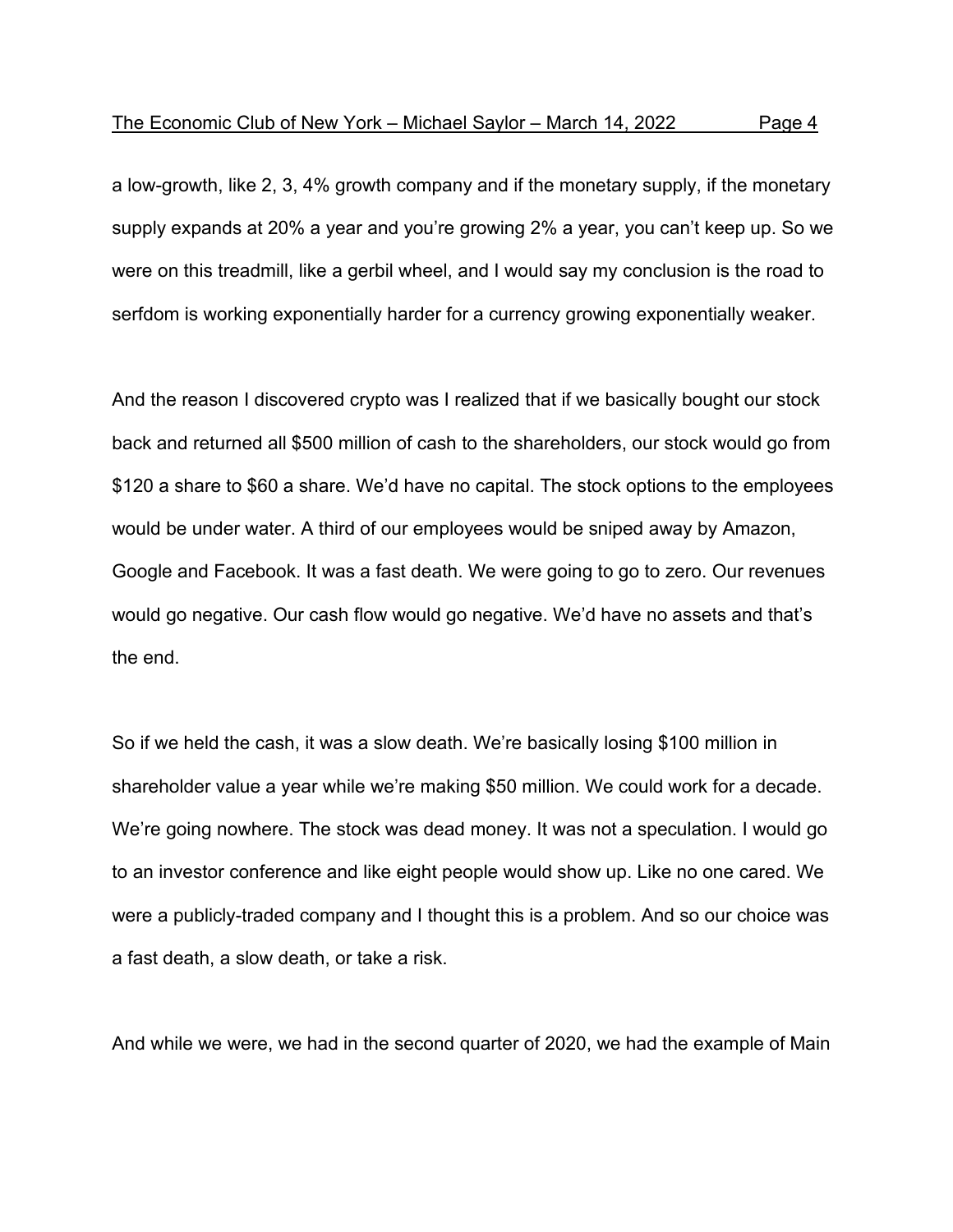a low-growth, like 2, 3, 4% growth company and if the monetary supply, if the monetary supply expands at 20% a year and you're growing 2% a year, you can't keep up. So we were on this treadmill, like a gerbil wheel, and I would say my conclusion is the road to serfdom is working exponentially harder for a currency growing exponentially weaker.

And the reason I discovered crypto was I realized that if we basically bought our stock back and returned all $500 million of cash to the shareholders, our stock would go from $120 a share to $60 a share. We'd have no capital. The stock options to the employees would be under water. A third of our employees would be sniped away by Amazon, Google and Facebook. It was a fast death. We were going to go to zero. Our revenues would go negative. Our cash flow would go negative. We'd have no assets and that's the end.

So if we held the cash, it was a slow death. We're basically losing $100 million in shareholder value a year while we're making $50 million. We could work for a decade. We're going nowhere. The stock was dead money. It was not a speculation. I would go to an investor conference and like eight people would show up. Like no one cared. We were a publicly-traded company and I thought this is a problem. And so our choice was a fast death, a slow death, or take a risk.

And while we were, we had in the second quarter of 2020, we had the example of Main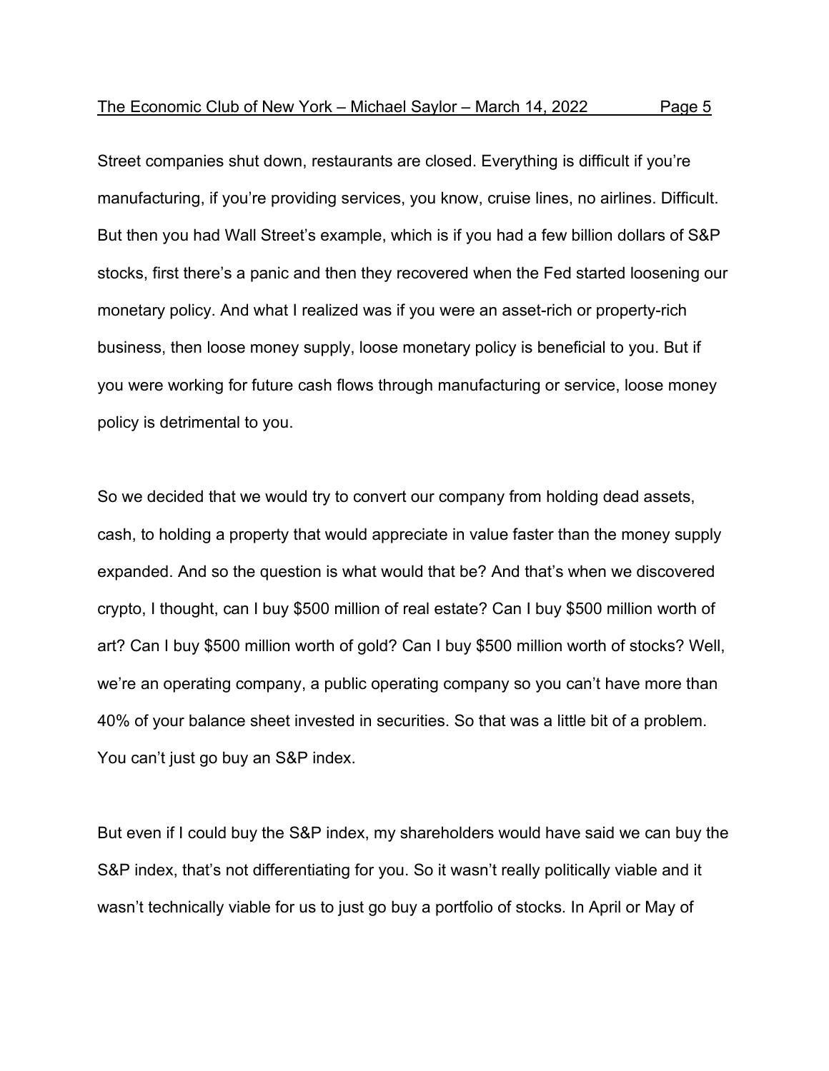Street companies shut down, restaurants are closed. Everything is difficult if you're manufacturing, if you're providing services, you know, cruise lines, no airlines. Difficult. But then you had Wall Street's example, which is if you had a few billion dollars of S&P stocks, first there's a panic and then they recovered when the Fed started loosening our monetary policy. And what I realized was if you were an asset-rich or property-rich business, then loose money supply, loose monetary policy is beneficial to you. But if you were working for future cash flows through manufacturing or service, loose money policy is detrimental to you.

So we decided that we would try to convert our company from holding dead assets, cash, to holding a property that would appreciate in value faster than the money supply expanded. And so the question is what would that be? And that's when we discovered crypto, I thought, can I buy $500 million of real estate? Can I buy $500 million worth of art? Can I buy $500 million worth of gold? Can I buy $500 million worth of stocks? Well, we're an operating company, a public operating company so you can't have more than 40% of your balance sheet invested in securities. So that was a little bit of a problem. You can't just go buy an S&P index.

But even if I could buy the S&P index, my shareholders would have said we can buy the S&P index, that's not differentiating for you. So it wasn't really politically viable and it wasn't technically viable for us to just go buy a portfolio of stocks. In April or May of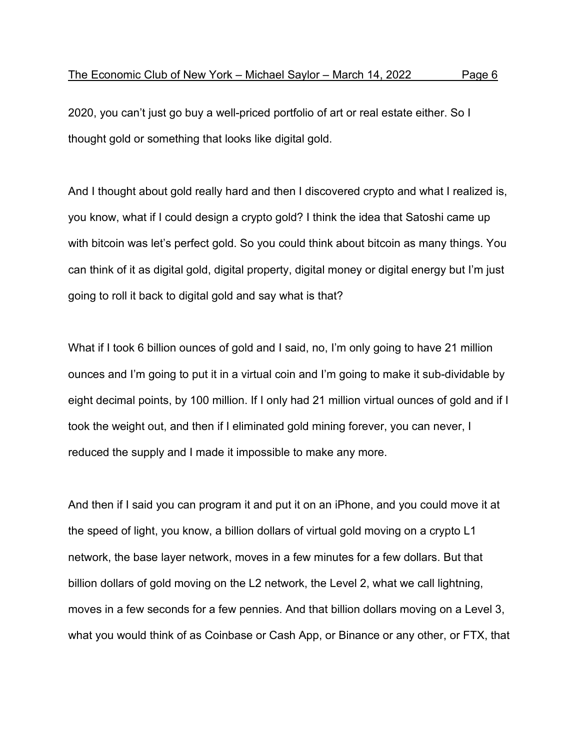2020, you can't just go buy a well-priced portfolio of art or real estate either. So I thought gold or something that looks like digital gold.

And I thought about gold really hard and then I discovered crypto and what I realized is, you know, what if I could design a crypto gold? I think the idea that Satoshi came up with bitcoin was let's perfect gold. So you could think about bitcoin as many things. You can think of it as digital gold, digital property, digital money or digital energy but I'm just going to roll it back to digital gold and say what is that?

What if I took 6 billion ounces of gold and I said, no, I'm only going to have 21 million ounces and I'm going to put it in a virtual coin and I'm going to make it sub-dividable by eight decimal points, by 100 million. If I only had 21 million virtual ounces of gold and if I took the weight out, and then if I eliminated gold mining forever, you can never, I reduced the supply and I made it impossible to make any more.

And then if I said you can program it and put it on an iPhone, and you could move it at the speed of light, you know, a billion dollars of virtual gold moving on a crypto L1 network, the base layer network, moves in a few minutes for a few dollars. But that billion dollars of gold moving on the L2 network, the Level 2, what we call lightning, moves in a few seconds for a few pennies. And that billion dollars moving on a Level 3, what you would think of as Coinbase or Cash App, or Binance or any other, or FTX, that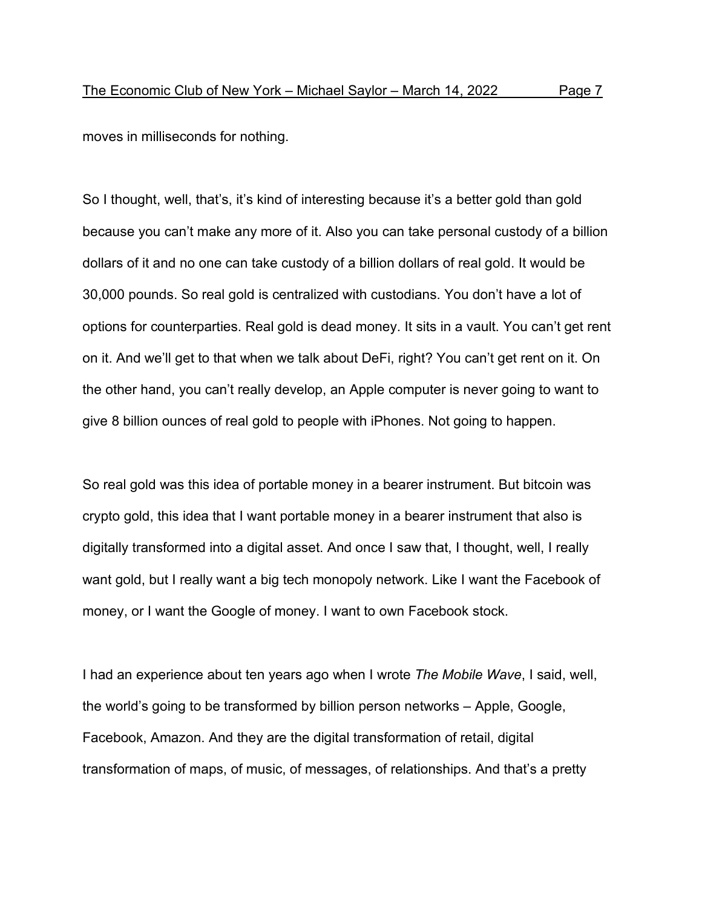moves in milliseconds for nothing.

So I thought, well, that's, it's kind of interesting because it's a better gold than gold because you can't make any more of it. Also you can take personal custody of a billion dollars of it and no one can take custody of a billion dollars of real gold. It would be 30,000 pounds. So real gold is centralized with custodians. You don't have a lot of options for counterparties. Real gold is dead money. It sits in a vault. You can't get rent on it. And we'll get to that when we talk about DeFi, right? You can't get rent on it. On the other hand, you can't really develop, an Apple computer is never going to want to give 8 billion ounces of real gold to people with iPhones. Not going to happen.

So real gold was this idea of portable money in a bearer instrument. But bitcoin was crypto gold, this idea that I want portable money in a bearer instrument that also is digitally transformed into a digital asset. And once I saw that, I thought, well, I really want gold, but I really want a big tech monopoly network. Like I want the Facebook of money, or I want the Google of money. I want to own Facebook stock.

I had an experience about ten years ago when I wrote *The Mobile Wave*, I said, well, the world's going to be transformed by billion person networks – Apple, Google, Facebook, Amazon. And they are the digital transformation of retail, digital transformation of maps, of music, of messages, of relationships. And that's a pretty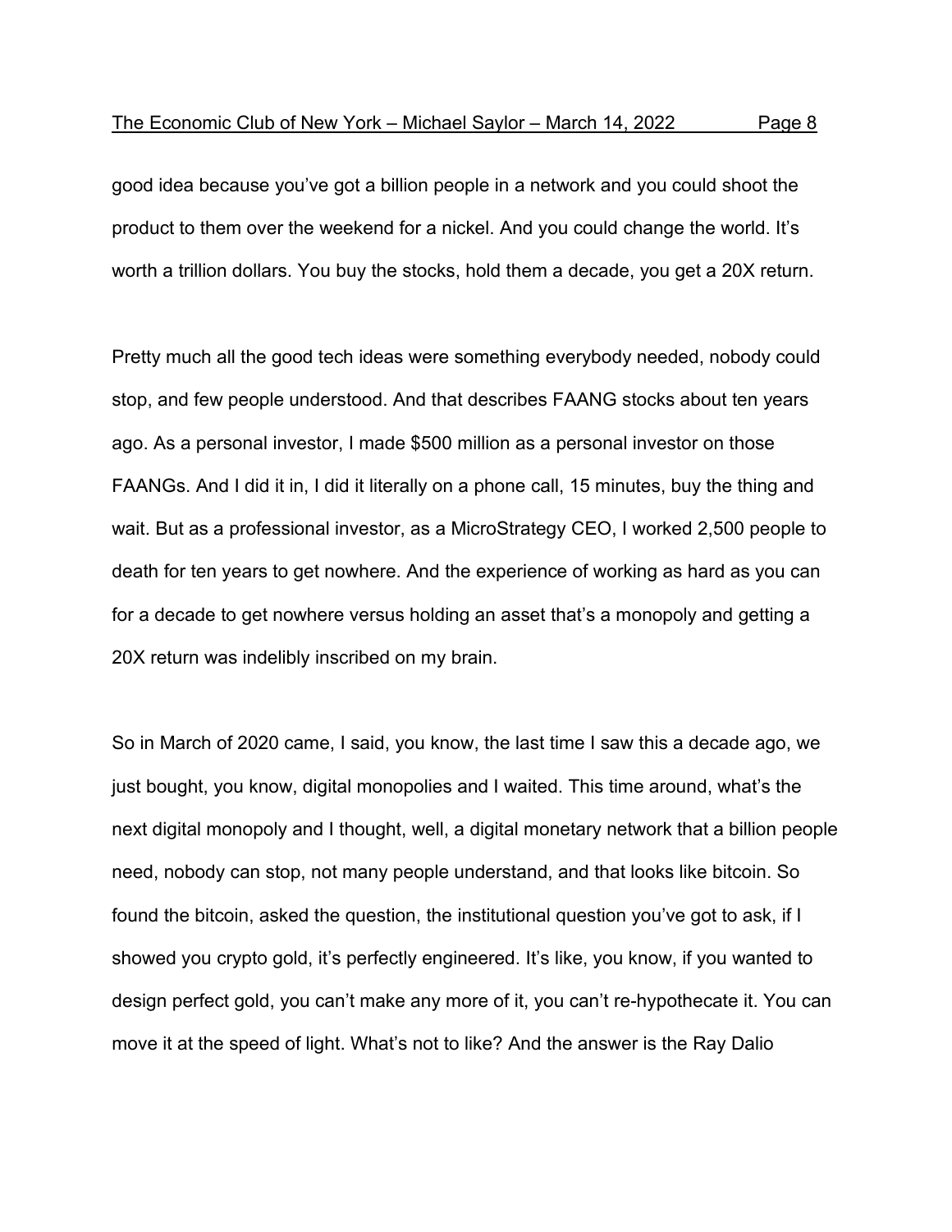good idea because you've got a billion people in a network and you could shoot the product to them over the weekend for a nickel. And you could change the world. It's worth a trillion dollars. You buy the stocks, hold them a decade, you get a 20X return.

Pretty much all the good tech ideas were something everybody needed, nobody could stop, and few people understood. And that describes FAANG stocks about ten years ago. As a personal investor, I made $500 million as a personal investor on those FAANGs. And I did it in, I did it literally on a phone call, 15 minutes, buy the thing and wait. But as a professional investor, as a MicroStrategy CEO, I worked 2,500 people to death for ten years to get nowhere. And the experience of working as hard as you can for a decade to get nowhere versus holding an asset that's a monopoly and getting a 20X return was indelibly inscribed on my brain.

So in March of 2020 came, I said, you know, the last time I saw this a decade ago, we just bought, you know, digital monopolies and I waited. This time around, what's the next digital monopoly and I thought, well, a digital monetary network that a billion people need, nobody can stop, not many people understand, and that looks like bitcoin. So found the bitcoin, asked the question, the institutional question you've got to ask, if I showed you crypto gold, it's perfectly engineered. It's like, you know, if you wanted to design perfect gold, you can't make any more of it, you can't re-hypothecate it. You can move it at the speed of light. What's not to like? And the answer is the Ray Dalio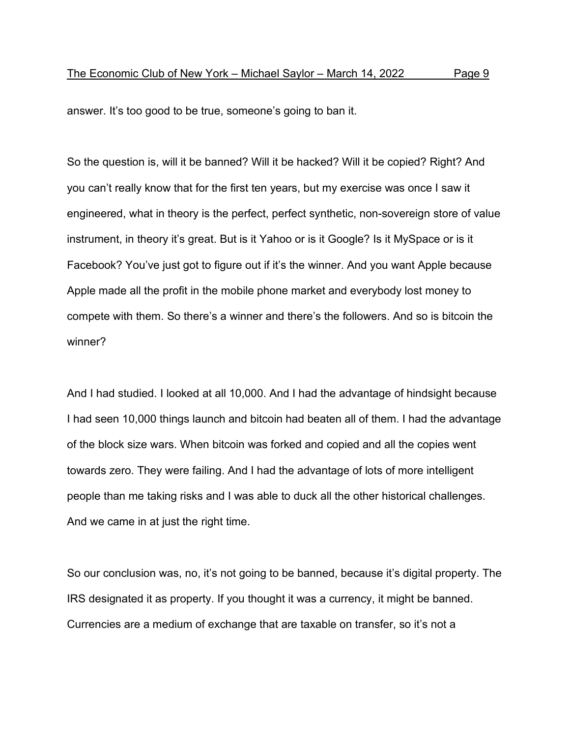answer. It’s too good to be true, someone’s going to ban it.

So the question is, will it be banned? Will it be hacked? Will it be copied? Right? And you can’t really know that for the first ten years, but my exercise was once I saw it engineered, what in theory is the perfect, perfect synthetic, non-sovereign store of value instrument, in theory it’s great. But is it Yahoo or is it Google? Is it MySpace or is it Facebook? You’ve just got to figure out if it’s the winner. And you want Apple because Apple made all the profit in the mobile phone market and everybody lost money to compete with them. So there’s a winner and there’s the followers. And so is bitcoin the winner?

And I had studied. I looked at all 10,000. And I had the advantage of hindsight because I had seen 10,000 things launch and bitcoin had beaten all of them. I had the advantage of the block size wars. When bitcoin was forked and copied and all the copies went towards zero. They were failing. And I had the advantage of lots of more intelligent people than me taking risks and I was able to duck all the other historical challenges. And we came in at just the right time.

So our conclusion was, no, it’s not going to be banned, because it’s digital property. The IRS designated it as property. If you thought it was a currency, it might be banned. Currencies are a medium of exchange that are taxable on transfer, so it’s not a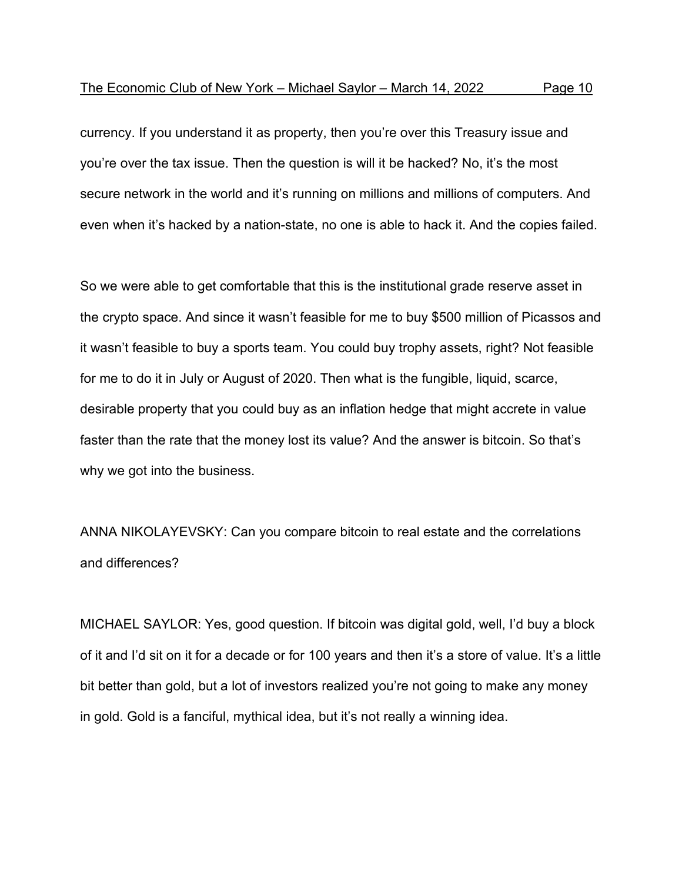currency. If you understand it as property, then you're over this Treasury issue and you're over the tax issue. Then the question is will it be hacked? No, it's the most secure network in the world and it's running on millions and millions of computers. And even when it's hacked by a nation-state, no one is able to hack it. And the copies failed.

So we were able to get comfortable that this is the institutional grade reserve asset in the crypto space. And since it wasn't feasible for me to buy $500 million of Picassos and it wasn't feasible to buy a sports team. You could buy trophy assets, right? Not feasible for me to do it in July or August of 2020. Then what is the fungible, liquid, scarce, desirable property that you could buy as an inflation hedge that might accrete in value faster than the rate that the money lost its value? And the answer is bitcoin. So that's why we got into the business.

ANNA NIKOLAYEVSKY: Can you compare bitcoin to real estate and the correlations and differences?

MICHAEL SAYLOR: Yes, good question. If bitcoin was digital gold, well, I'd buy a block of it and I'd sit on it for a decade or for 100 years and then it's a store of value. It's a little bit better than gold, but a lot of investors realized you're not going to make any money in gold. Gold is a fanciful, mythical idea, but it's not really a winning idea.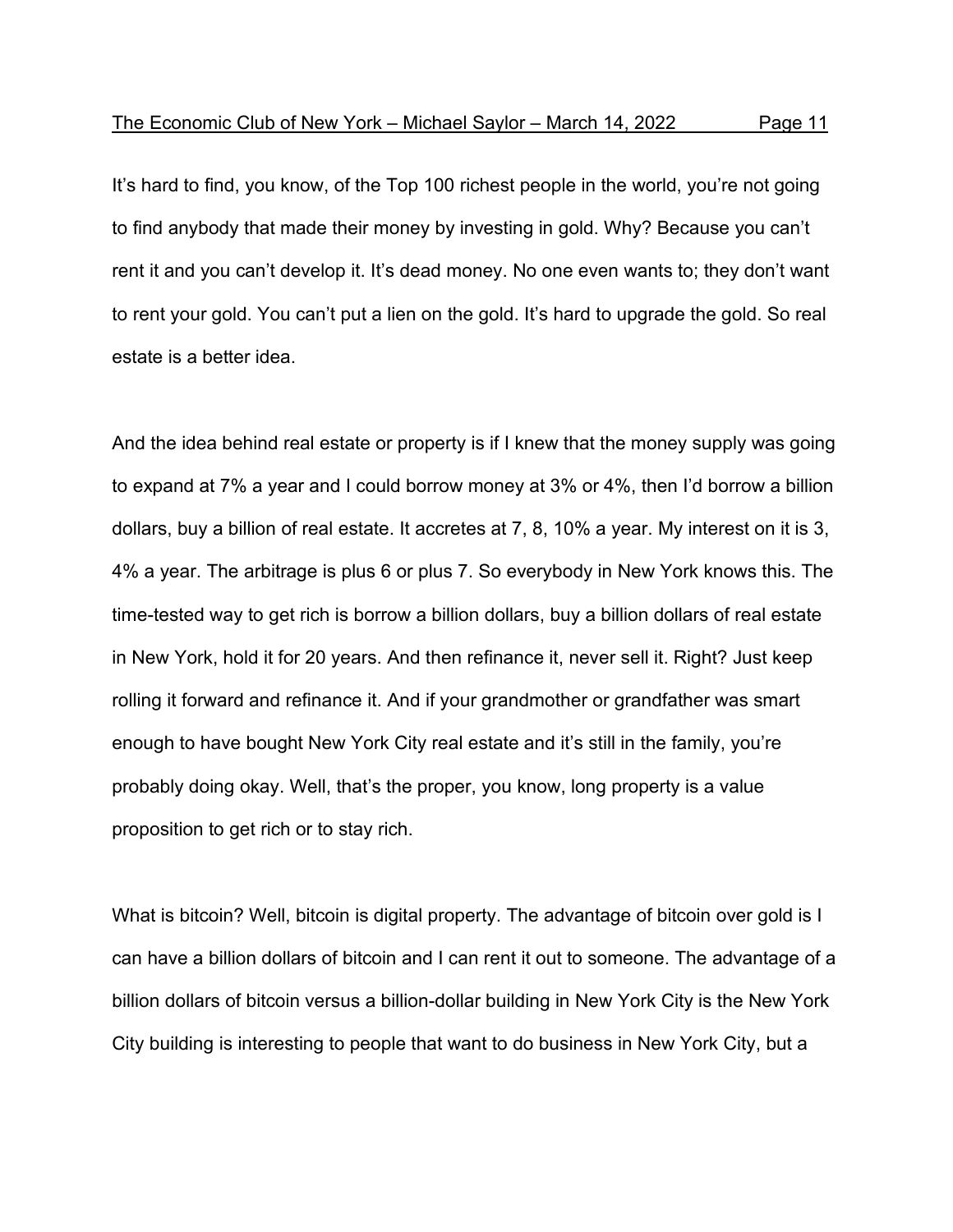It's hard to find, you know, of the Top 100 richest people in the world, you're not going to find anybody that made their money by investing in gold. Why? Because you can't rent it and you can't develop it. It's dead money. No one even wants to; they don't want to rent your gold. You can't put a lien on the gold. It's hard to upgrade the gold. So real estate is a better idea.

And the idea behind real estate or property is if I knew that the money supply was going to expand at 7% a year and I could borrow money at 3% or 4%, then I'd borrow a billion dollars, buy a billion of real estate. It accretes at 7, 8, 10% a year. My interest on it is 3, 4% a year. The arbitrage is plus 6 or plus 7. So everybody in New York knows this. The time-tested way to get rich is borrow a billion dollars, buy a billion dollars of real estate in New York, hold it for 20 years. And then refinance it, never sell it. Right? Just keep rolling it forward and refinance it. And if your grandmother or grandfather was smart enough to have bought New York City real estate and it's still in the family, you're probably doing okay. Well, that's the proper, you know, long property is a value proposition to get rich or to stay rich.

What is bitcoin? Well, bitcoin is digital property. The advantage of bitcoin over gold is I can have a billion dollars of bitcoin and I can rent it out to someone. The advantage of a billion dollars of bitcoin versus a billion-dollar building in New York City is the New York City building is interesting to people that want to do business in New York City, but a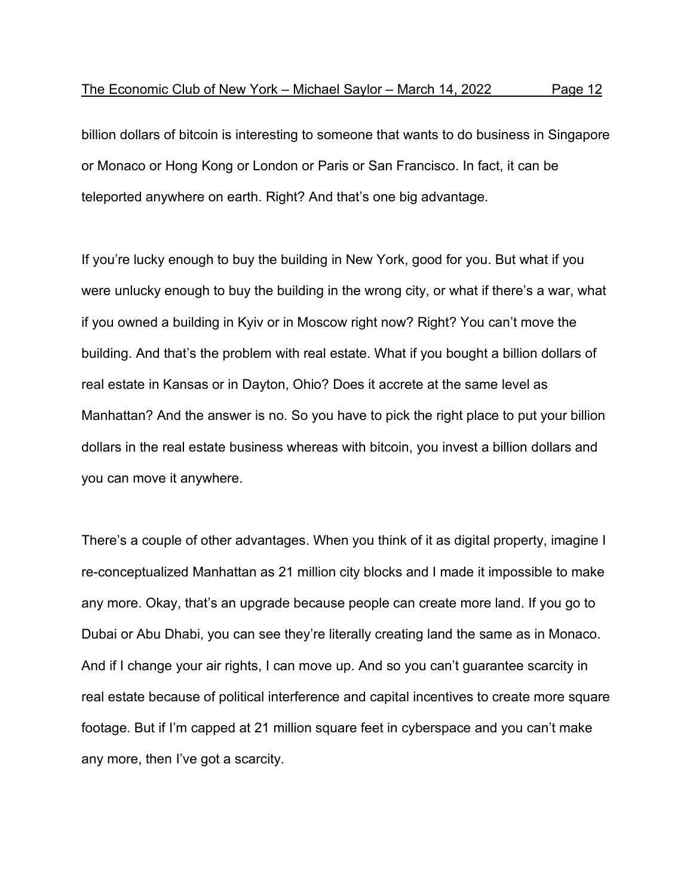billion dollars of bitcoin is interesting to someone that wants to do business in Singapore or Monaco or Hong Kong or London or Paris or San Francisco. In fact, it can be teleported anywhere on earth. Right? And that's one big advantage.

If you're lucky enough to buy the building in New York, good for you. But what if you were unlucky enough to buy the building in the wrong city, or what if there's a war, what if you owned a building in Kyiv or in Moscow right now? Right? You can't move the building. And that's the problem with real estate. What if you bought a billion dollars of real estate in Kansas or in Dayton, Ohio? Does it accrete at the same level as Manhattan? And the answer is no. So you have to pick the right place to put your billion dollars in the real estate business whereas with bitcoin, you invest a billion dollars and you can move it anywhere.

There's a couple of other advantages. When you think of it as digital property, imagine I re-conceptualized Manhattan as 21 million city blocks and I made it impossible to make any more. Okay, that's an upgrade because people can create more land. If you go to Dubai or Abu Dhabi, you can see they're literally creating land the same as in Monaco. And if I change your air rights, I can move up. And so you can't guarantee scarcity in real estate because of political interference and capital incentives to create more square footage. But if I'm capped at 21 million square feet in cyberspace and you can't make any more, then I've got a scarcity.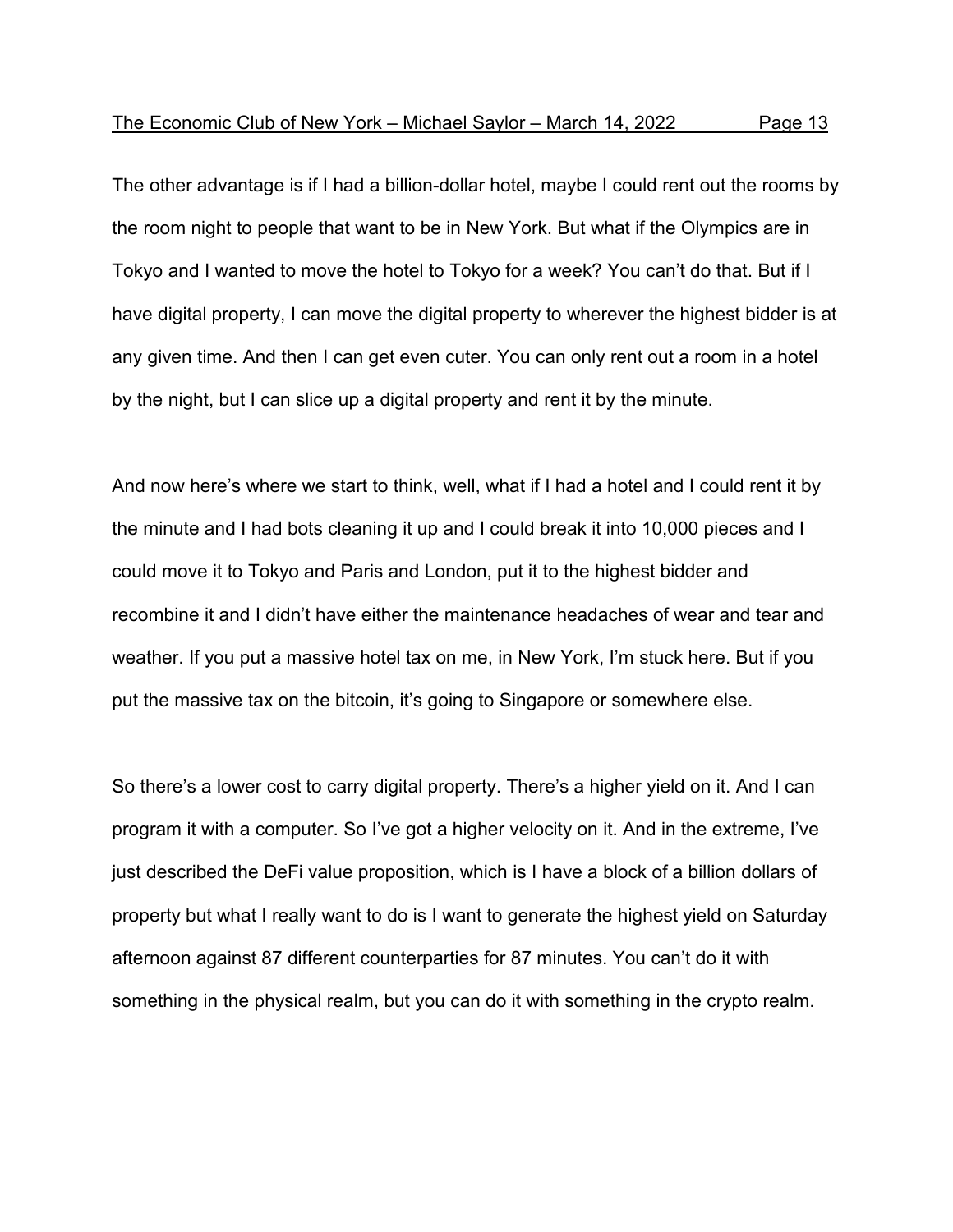The other advantage is if I had a billion-dollar hotel, maybe I could rent out the rooms by the room night to people that want to be in New York. But what if the Olympics are in Tokyo and I wanted to move the hotel to Tokyo for a week? You can't do that. But if I have digital property, I can move the digital property to wherever the highest bidder is at any given time. And then I can get even cuter. You can only rent out a room in a hotel by the night, but I can slice up a digital property and rent it by the minute.

And now here's where we start to think, well, what if I had a hotel and I could rent it by the minute and I had bots cleaning it up and I could break it into 10,000 pieces and I could move it to Tokyo and Paris and London, put it to the highest bidder and recombine it and I didn't have either the maintenance headaches of wear and tear and weather. If you put a massive hotel tax on me, in New York, I'm stuck here. But if you put the massive tax on the bitcoin, it's going to Singapore or somewhere else.

So there's a lower cost to carry digital property. There's a higher yield on it. And I can program it with a computer. So I've got a higher velocity on it. And in the extreme, I've just described the DeFi value proposition, which is I have a block of a billion dollars of property but what I really want to do is I want to generate the highest yield on Saturday afternoon against 87 different counterparties for 87 minutes. You can't do it with something in the physical realm, but you can do it with something in the crypto realm.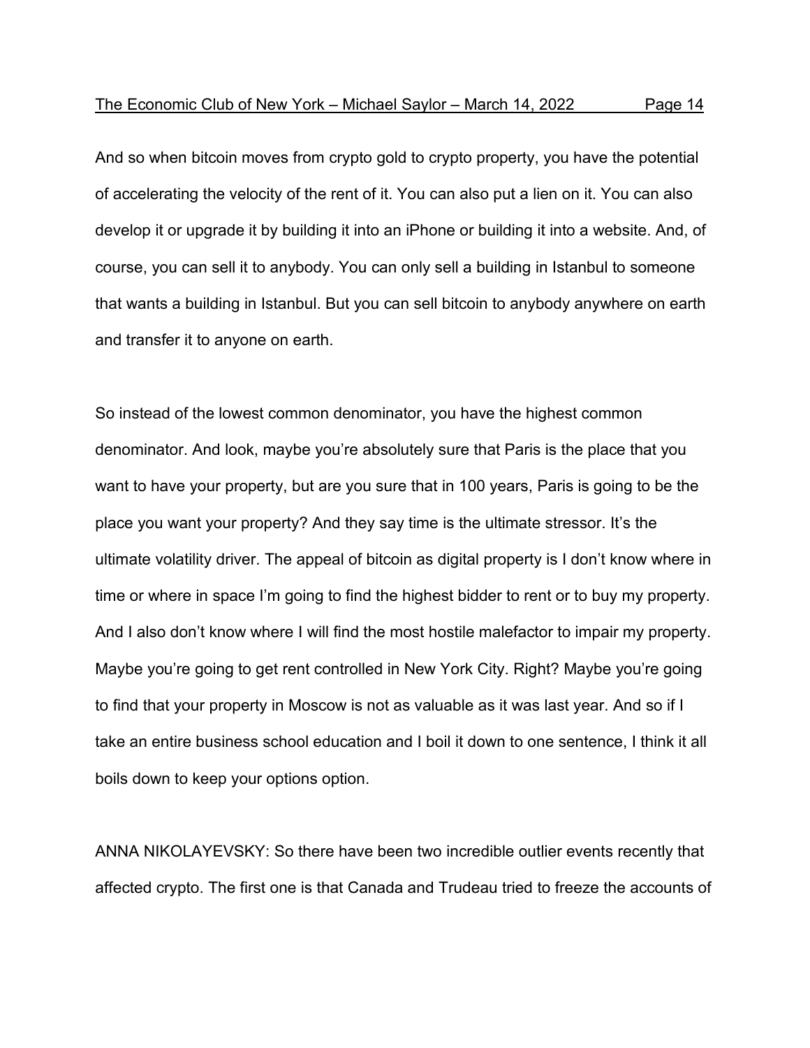And so when bitcoin moves from crypto gold to crypto property, you have the potential of accelerating the velocity of the rent of it. You can also put a lien on it. You can also develop it or upgrade it by building it into an iPhone or building it into a website. And, of course, you can sell it to anybody. You can only sell a building in Istanbul to someone that wants a building in Istanbul. But you can sell bitcoin to anybody anywhere on earth and transfer it to anyone on earth.

So instead of the lowest common denominator, you have the highest common denominator. And look, maybe you're absolutely sure that Paris is the place that you want to have your property, but are you sure that in 100 years, Paris is going to be the place you want your property? And they say time is the ultimate stressor. It's the ultimate volatility driver. The appeal of bitcoin as digital property is I don't know where in time or where in space I'm going to find the highest bidder to rent or to buy my property. And I also don't know where I will find the most hostile malefactor to impair my property. Maybe you're going to get rent controlled in New York City. Right? Maybe you're going to find that your property in Moscow is not as valuable as it was last year. And so if I take an entire business school education and I boil it down to one sentence, I think it all boils down to keep your options option.

ANNA NIKOLAYEVSKY: So there have been two incredible outlier events recently that affected crypto. The first one is that Canada and Trudeau tried to freeze the accounts of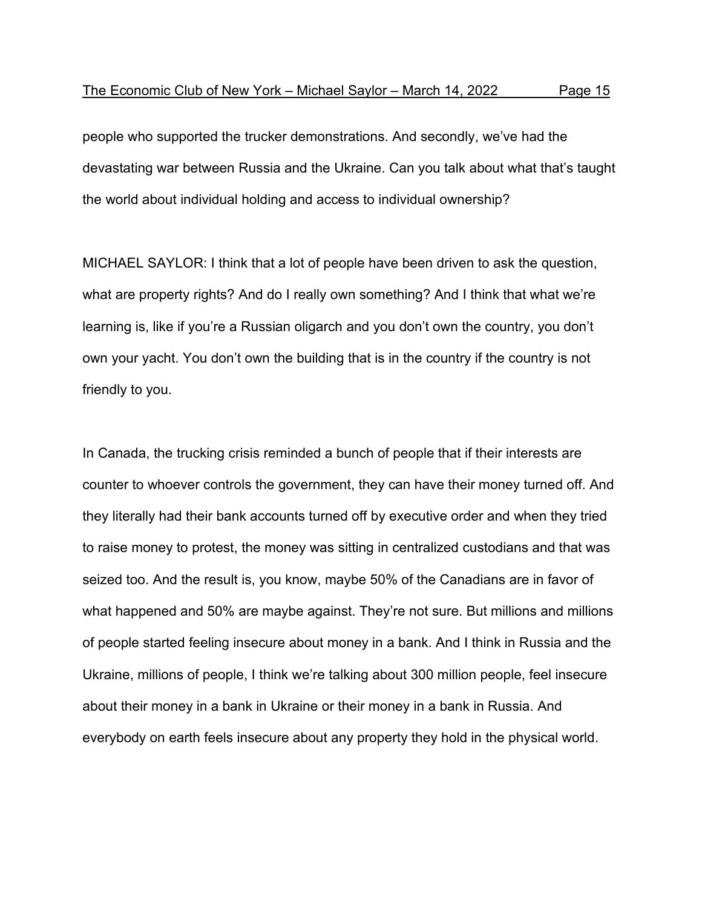people who supported the trucker demonstrations. And secondly, we've had the devastating war between Russia and the Ukraine. Can you talk about what that's taught the world about individual holding and access to individual ownership?

MICHAEL SAYLOR: I think that a lot of people have been driven to ask the question, what are property rights? And do I really own something? And I think that what we're learning is, like if you're a Russian oligarch and you don't own the country, you don't own your yacht. You don't own the building that is in the country if the country is not friendly to you.

In Canada, the trucking crisis reminded a bunch of people that if their interests are counter to whoever controls the government, they can have their money turned off. And they literally had their bank accounts turned off by executive order and when they tried to raise money to protest, the money was sitting in centralized custodians and that was seized too. And the result is, you know, maybe 50% of the Canadians are in favor of what happened and 50% are maybe against. They're not sure. But millions and millions of people started feeling insecure about money in a bank. And I think in Russia and the Ukraine, millions of people, I think we're talking about 300 million people, feel insecure about their money in a bank in Ukraine or their money in a bank in Russia. And everybody on earth feels insecure about any property they hold in the physical world.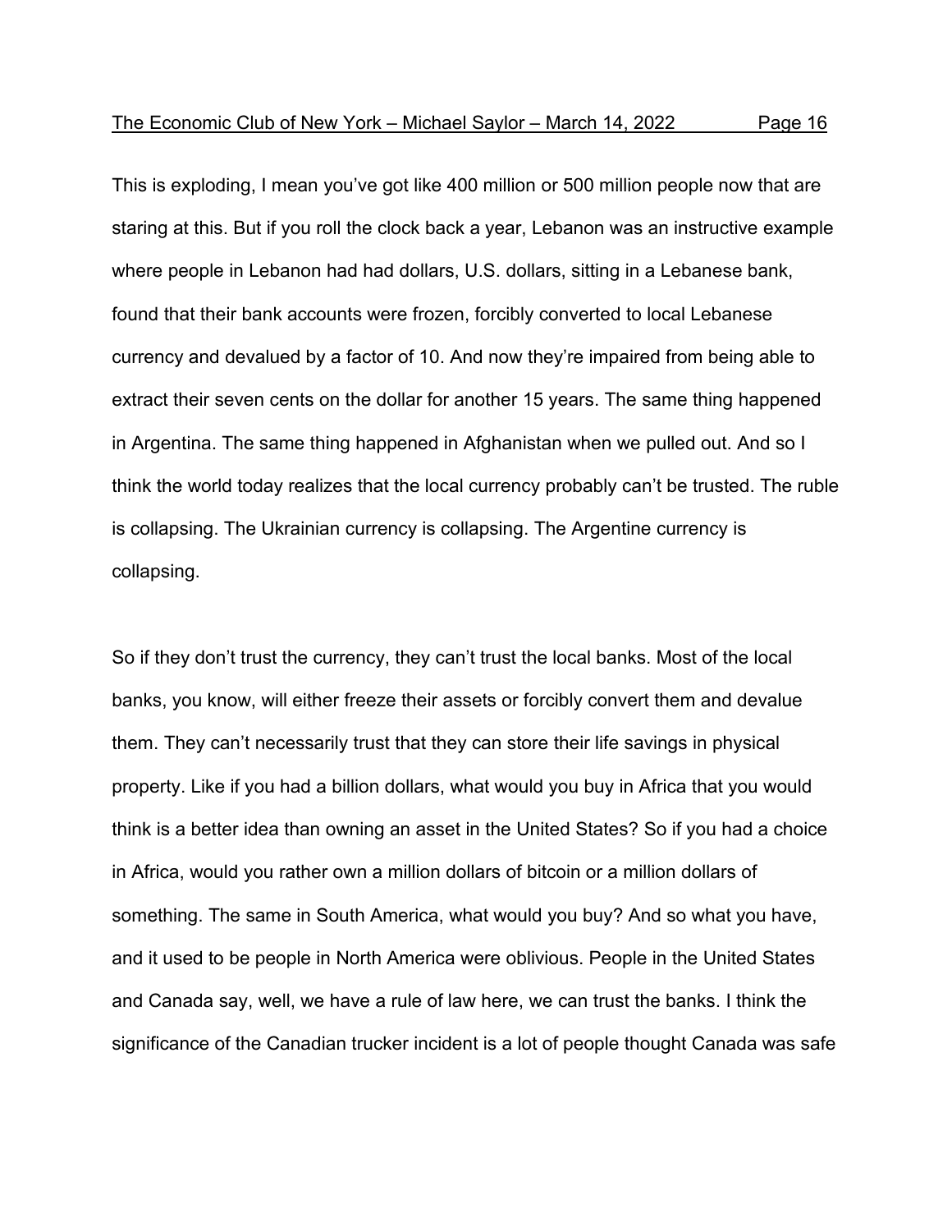This is exploding, I mean you've got like 400 million or 500 million people now that are staring at this. But if you roll the clock back a year, Lebanon was an instructive example where people in Lebanon had had dollars, U.S. dollars, sitting in a Lebanese bank, found that their bank accounts were frozen, forcibly converted to local Lebanese currency and devalued by a factor of 10. And now they're impaired from being able to extract their seven cents on the dollar for another 15 years. The same thing happened in Argentina. The same thing happened in Afghanistan when we pulled out. And so I think the world today realizes that the local currency probably can't be trusted. The ruble is collapsing. The Ukrainian currency is collapsing. The Argentine currency is collapsing.

So if they don't trust the currency, they can't trust the local banks. Most of the local banks, you know, will either freeze their assets or forcibly convert them and devalue them. They can't necessarily trust that they can store their life savings in physical property. Like if you had a billion dollars, what would you buy in Africa that you would think is a better idea than owning an asset in the United States? So if you had a choice in Africa, would you rather own a million dollars of bitcoin or a million dollars of something. The same in South America, what would you buy? And so what you have, and it used to be people in North America were oblivious. People in the United States and Canada say, well, we have a rule of law here, we can trust the banks. I think the significance of the Canadian trucker incident is a lot of people thought Canada was safe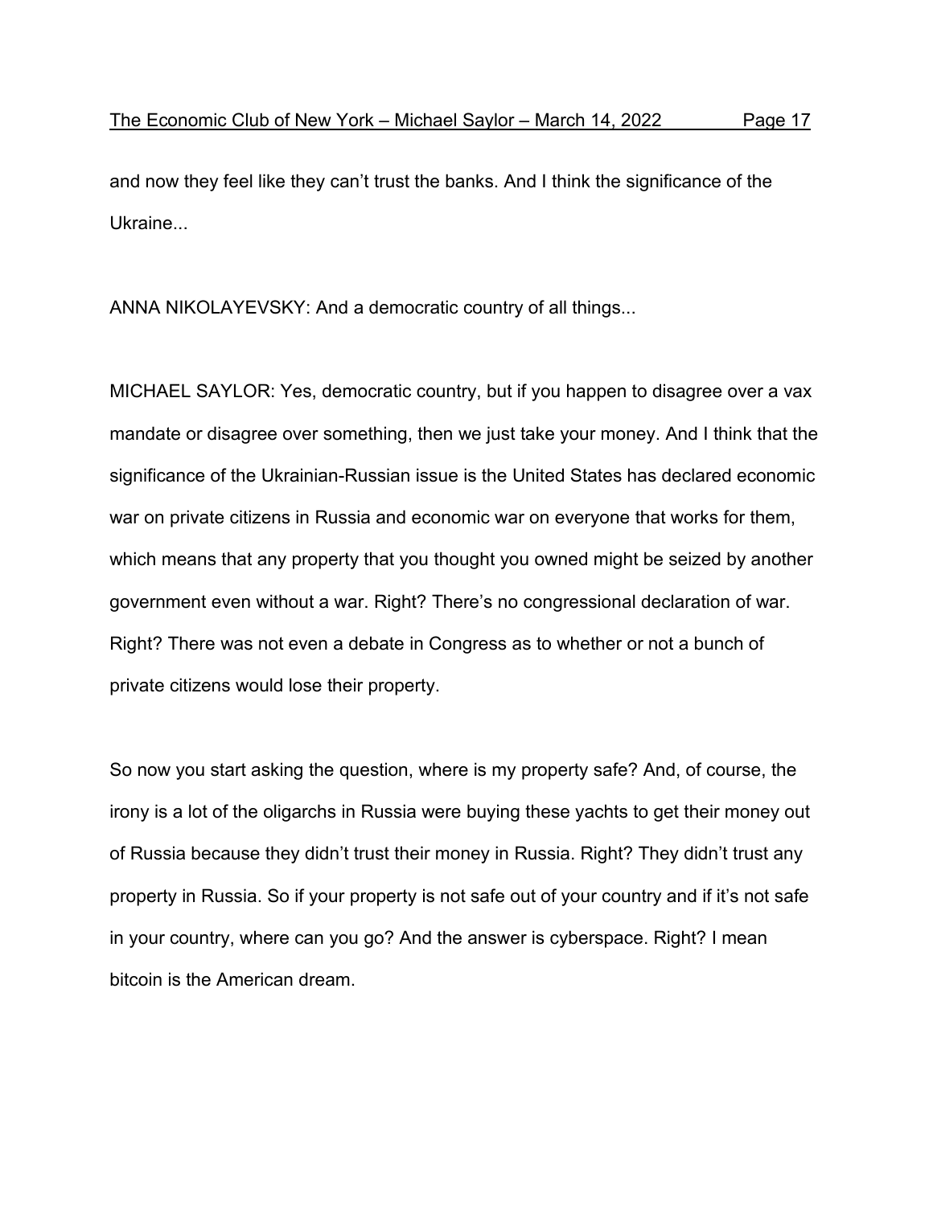and now they feel like they can't trust the banks. And I think the significance of the Ukraine...

ANNA NIKOLAYEVSKY: And a democratic country of all things...

MICHAEL SAYLOR: Yes, democratic country, but if you happen to disagree over a vax mandate or disagree over something, then we just take your money. And I think that the significance of the Ukrainian-Russian issue is the United States has declared economic war on private citizens in Russia and economic war on everyone that works for them, which means that any property that you thought you owned might be seized by another government even without a war. Right? There's no congressional declaration of war. Right? There was not even a debate in Congress as to whether or not a bunch of private citizens would lose their property.

So now you start asking the question, where is my property safe? And, of course, the irony is a lot of the oligarchs in Russia were buying these yachts to get their money out of Russia because they didn't trust their money in Russia. Right? They didn't trust any property in Russia. So if your property is not safe out of your country and if it's not safe in your country, where can you go? And the answer is cyberspace. Right? I mean bitcoin is the American dream.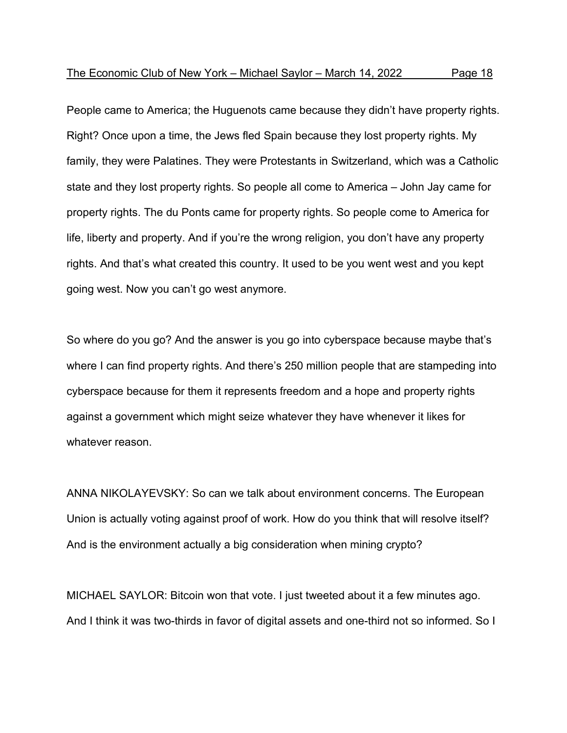People came to America; the Huguenots came because they didn't have property rights. Right? Once upon a time, the Jews fled Spain because they lost property rights. My family, they were Palatines. They were Protestants in Switzerland, which was a Catholic state and they lost property rights. So people all come to America – John Jay came for property rights. The du Ponts came for property rights. So people come to America for life, liberty and property. And if you're the wrong religion, you don't have any property rights. And that's what created this country. It used to be you went west and you kept going west. Now you can't go west anymore.

So where do you go? And the answer is you go into cyberspace because maybe that's where I can find property rights. And there's 250 million people that are stampeding into cyberspace because for them it represents freedom and a hope and property rights against a government which might seize whatever they have whenever it likes for whatever reason.

ANNA NIKOLAYEVSKY: So can we talk about environment concerns. The European Union is actually voting against proof of work. How do you think that will resolve itself? And is the environment actually a big consideration when mining crypto?

MICHAEL SAYLOR: Bitcoin won that vote. I just tweeted about it a few minutes ago. And I think it was two-thirds in favor of digital assets and one-third not so informed. So I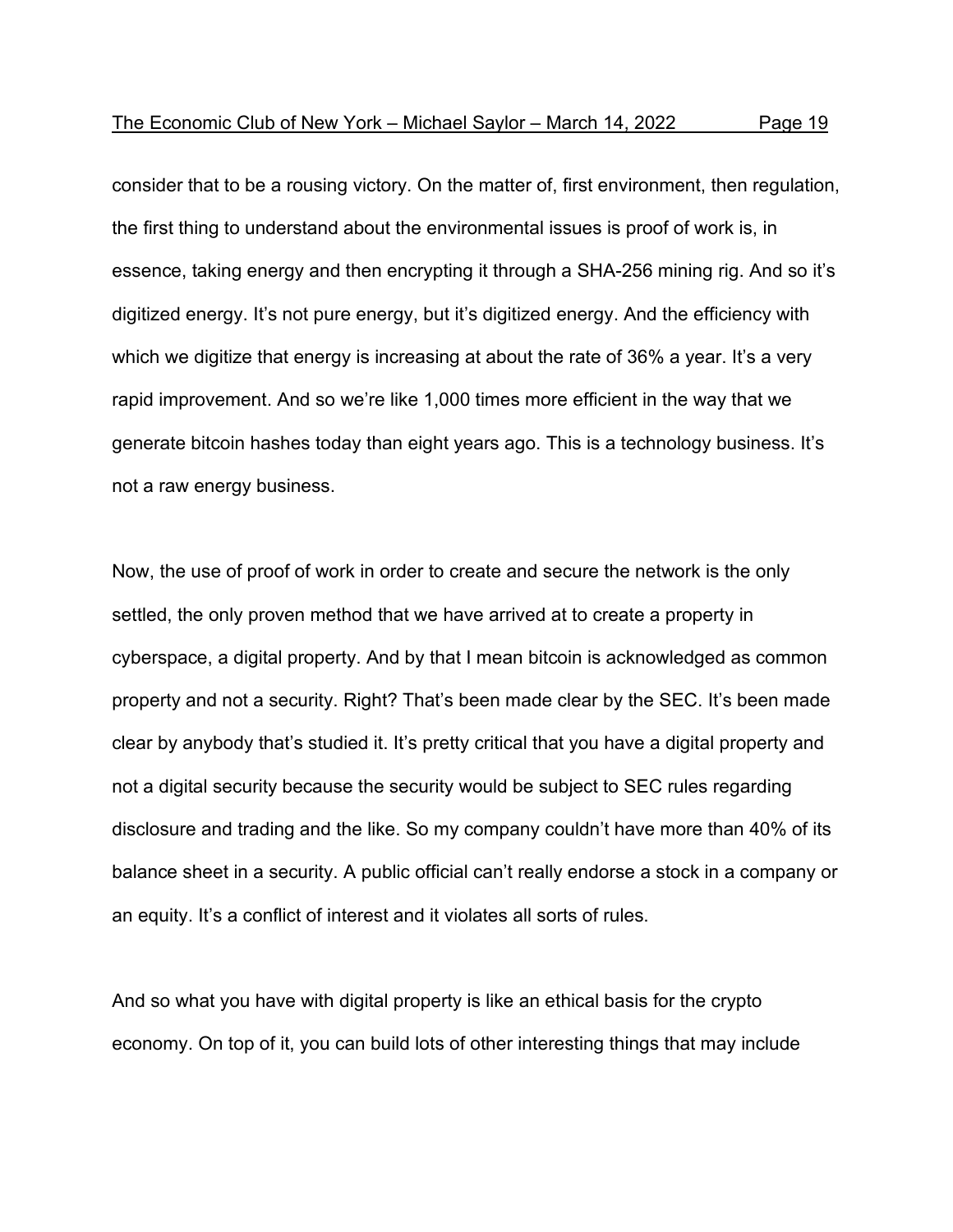consider that to be a rousing victory. On the matter of, first environment, then regulation, the first thing to understand about the environmental issues is proof of work is, in essence, taking energy and then encrypting it through a SHA-256 mining rig. And so it's digitized energy. It's not pure energy, but it's digitized energy. And the efficiency with which we digitize that energy is increasing at about the rate of 36% a year. It's a very rapid improvement. And so we're like 1,000 times more efficient in the way that we generate bitcoin hashes today than eight years ago. This is a technology business. It's not a raw energy business.

Now, the use of proof of work in order to create and secure the network is the only settled, the only proven method that we have arrived at to create a property in cyberspace, a digital property. And by that I mean bitcoin is acknowledged as common property and not a security. Right? That's been made clear by the SEC. It's been made clear by anybody that's studied it. It's pretty critical that you have a digital property and not a digital security because the security would be subject to SEC rules regarding disclosure and trading and the like. So my company couldn't have more than 40% of its balance sheet in a security. A public official can't really endorse a stock in a company or an equity. It's a conflict of interest and it violates all sorts of rules.

And so what you have with digital property is like an ethical basis for the crypto economy. On top of it, you can build lots of other interesting things that may include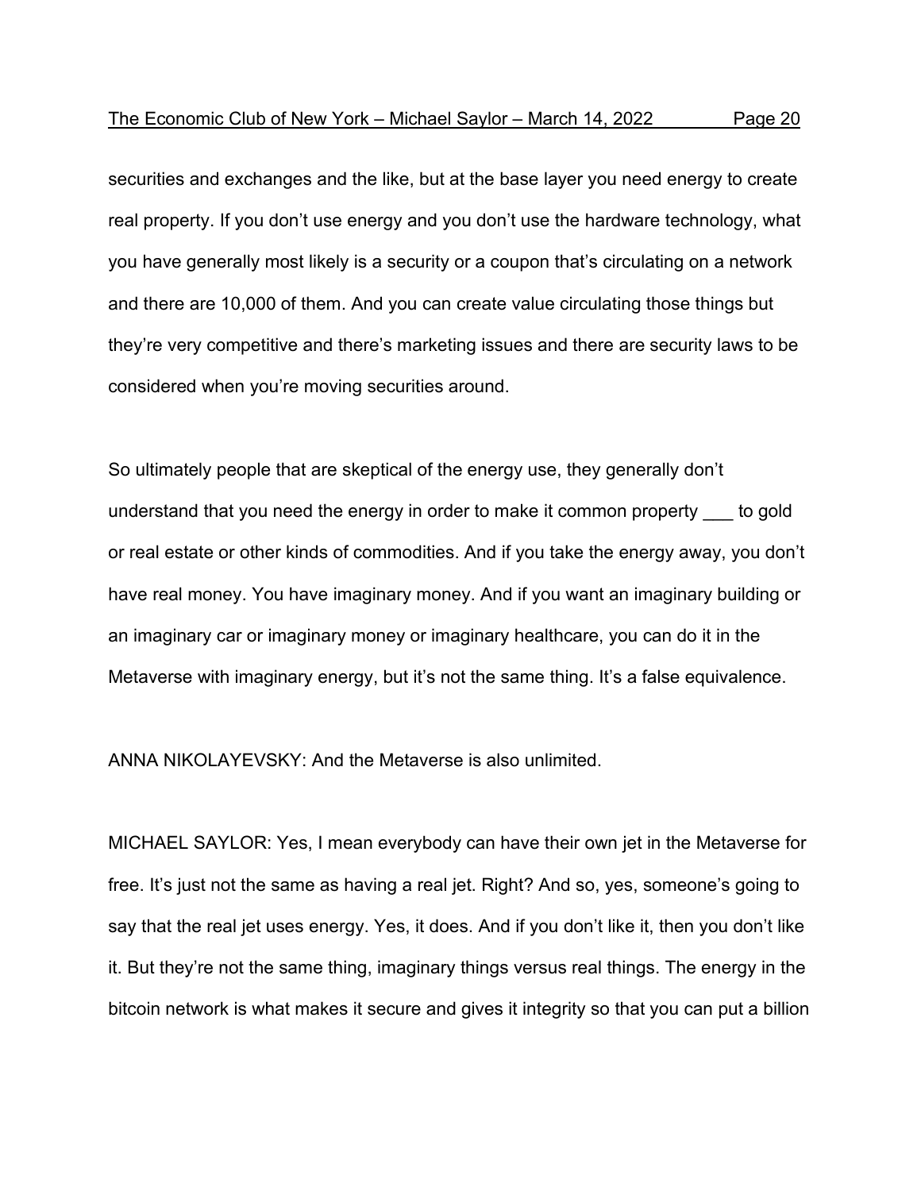securities and exchanges and the like, but at the base layer you need energy to create real property. If you don't use energy and you don't use the hardware technology, what you have generally most likely is a security or a coupon that's circulating on a network and there are 10,000 of them. And you can create value circulating those things but they're very competitive and there's marketing issues and there are security laws to be considered when you're moving securities around.

So ultimately people that are skeptical of the energy use, they generally don't understand that you need the energy in order to make it common property ___ to gold or real estate or other kinds of commodities. And if you take the energy away, you don't have real money. You have imaginary money. And if you want an imaginary building or an imaginary car or imaginary money or imaginary healthcare, you can do it in the Metaverse with imaginary energy, but it's not the same thing. It's a false equivalence.

ANNA NIKOLAYEVSKY: And the Metaverse is also unlimited.

MICHAEL SAYLOR: Yes, I mean everybody can have their own jet in the Metaverse for free. It's just not the same as having a real jet. Right? And so, yes, someone's going to say that the real jet uses energy. Yes, it does. And if you don't like it, then you don't like it. But they're not the same thing, imaginary things versus real things. The energy in the bitcoin network is what makes it secure and gives it integrity so that you can put a billion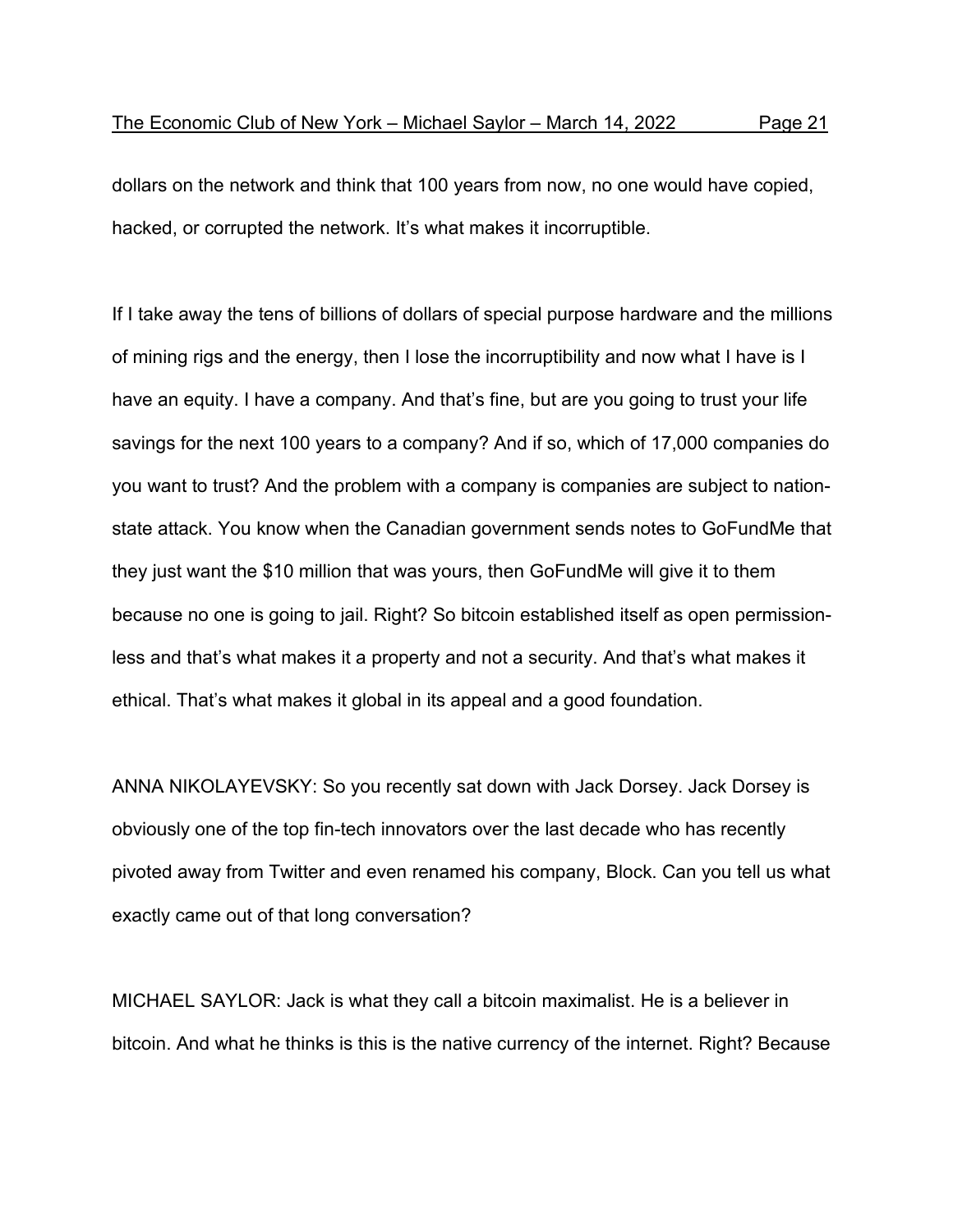dollars on the network and think that 100 years from now, no one would have copied, hacked, or corrupted the network. It's what makes it incorruptible.

If I take away the tens of billions of dollars of special purpose hardware and the millions of mining rigs and the energy, then I lose the incorruptibility and now what I have is I have an equity. I have a company. And that's fine, but are you going to trust your life savings for the next 100 years to a company? And if so, which of 17,000 companies do you want to trust? And the problem with a company is companies are subject to nation-state attack. You know when the Canadian government sends notes to GoFundMe that they just want the $10 million that was yours, then GoFundMe will give it to them because no one is going to jail. Right? So bitcoin established itself as open permission-less and that's what makes it a property and not a security. And that's what makes it ethical. That's what makes it global in its appeal and a good foundation.

ANNA NIKOLAYEVSKY: So you recently sat down with Jack Dorsey. Jack Dorsey is obviously one of the top fin-tech innovators over the last decade who has recently pivoted away from Twitter and even renamed his company, Block. Can you tell us what exactly came out of that long conversation?

MICHAEL SAYLOR: Jack is what they call a bitcoin maximalist. He is a believer in bitcoin. And what he thinks is this is the native currency of the internet. Right? Because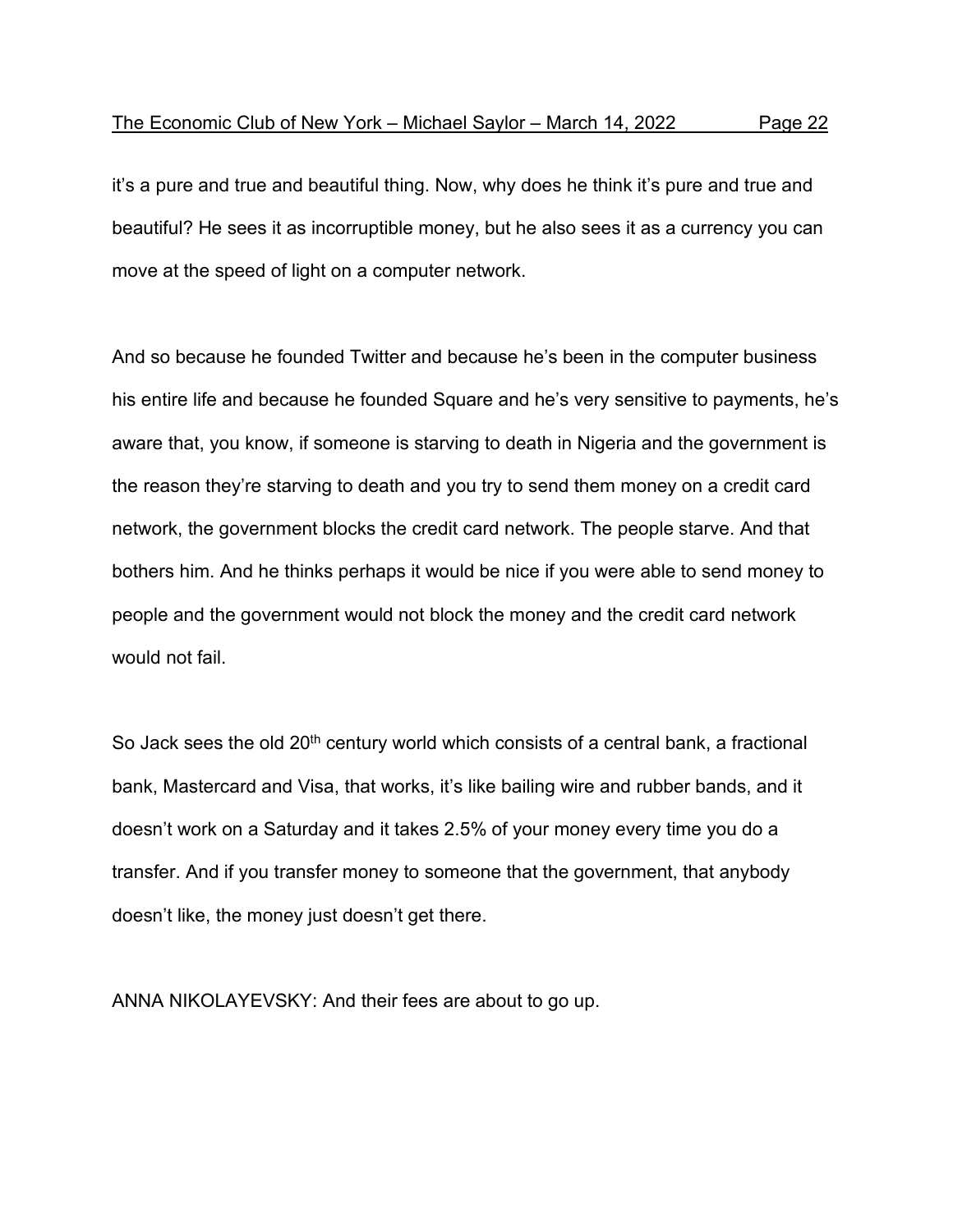it's a pure and true and beautiful thing. Now, why does he think it's pure and true and beautiful? He sees it as incorruptible money, but he also sees it as a currency you can move at the speed of light on a computer network.

And so because he founded Twitter and because he's been in the computer business his entire life and because he founded Square and he's very sensitive to payments, he's aware that, you know, if someone is starving to death in Nigeria and the government is the reason they're starving to death and you try to send them money on a credit card network, the government blocks the credit card network. The people starve. And that bothers him. And he thinks perhaps it would be nice if you were able to send money to people and the government would not block the money and the credit card network would not fail.

So Jack sees the old 20th century world which consists of a central bank, a fractional bank, Mastercard and Visa, that works, it's like bailing wire and rubber bands, and it doesn't work on a Saturday and it takes 2.5% of your money every time you do a transfer. And if you transfer money to someone that the government, that anybody doesn't like, the money just doesn't get there.

ANNA NIKOLAYEVSKY: And their fees are about to go up.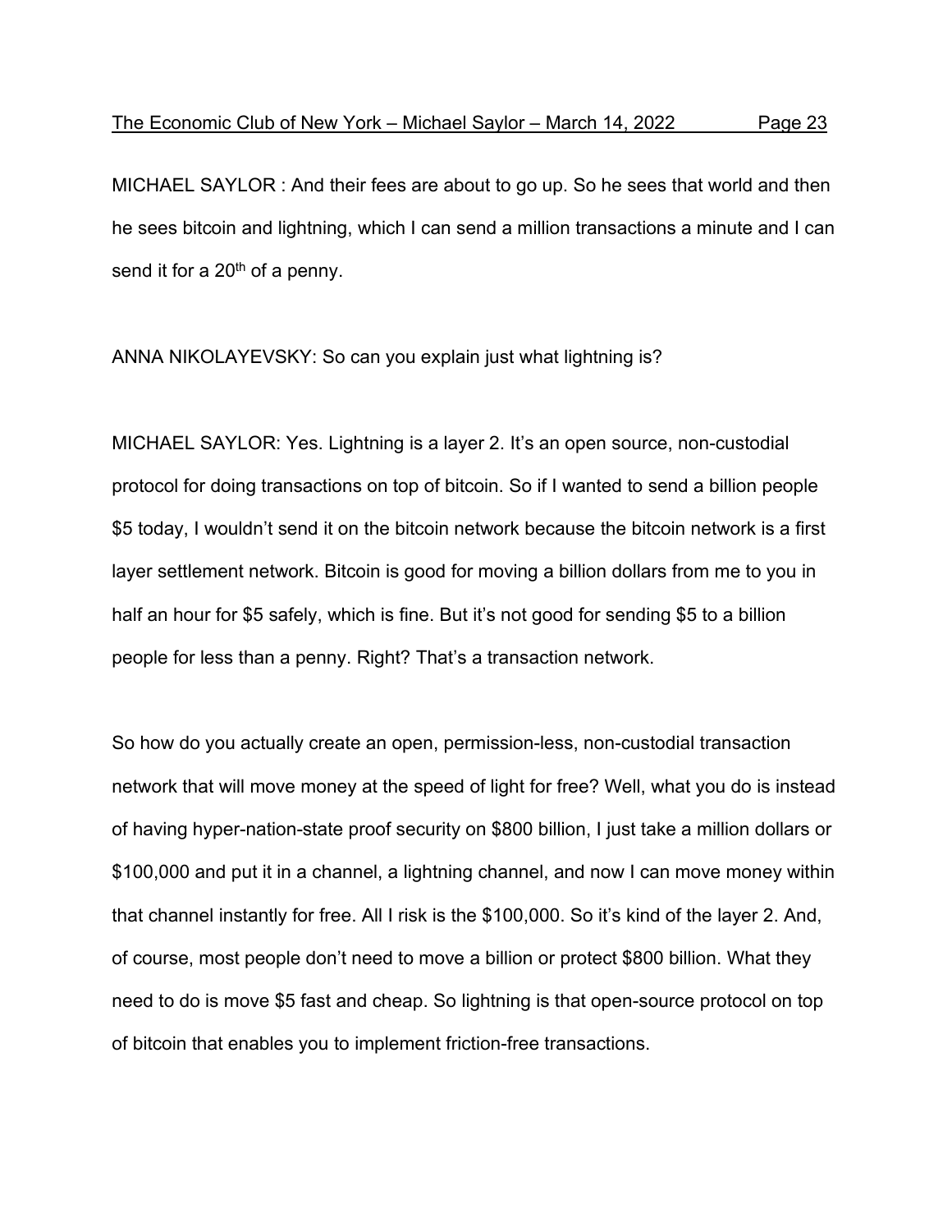MICHAEL SAYLOR : And their fees are about to go up. So he sees that world and then he sees bitcoin and lightning, which I can send a million transactions a minute and I can send it for a 20th of a penny.

ANNA NIKOLAYEVSKY: So can you explain just what lightning is?

MICHAEL SAYLOR: Yes. Lightning is a layer 2. It's an open source, non-custodial protocol for doing transactions on top of bitcoin. So if I wanted to send a billion people $5 today, I wouldn't send it on the bitcoin network because the bitcoin network is a first layer settlement network. Bitcoin is good for moving a billion dollars from me to you in half an hour for $5 safely, which is fine. But it's not good for sending $5 to a billion people for less than a penny. Right? That's a transaction network.

So how do you actually create an open, permission-less, non-custodial transaction network that will move money at the speed of light for free? Well, what you do is instead of having hyper-nation-state proof security on $800 billion, I just take a million dollars or $100,000 and put it in a channel, a lightning channel, and now I can move money within that channel instantly for free. All I risk is the $100,000. So it's kind of the layer 2. And, of course, most people don't need to move a billion or protect $800 billion. What they need to do is move $5 fast and cheap. So lightning is that open-source protocol on top of bitcoin that enables you to implement friction-free transactions.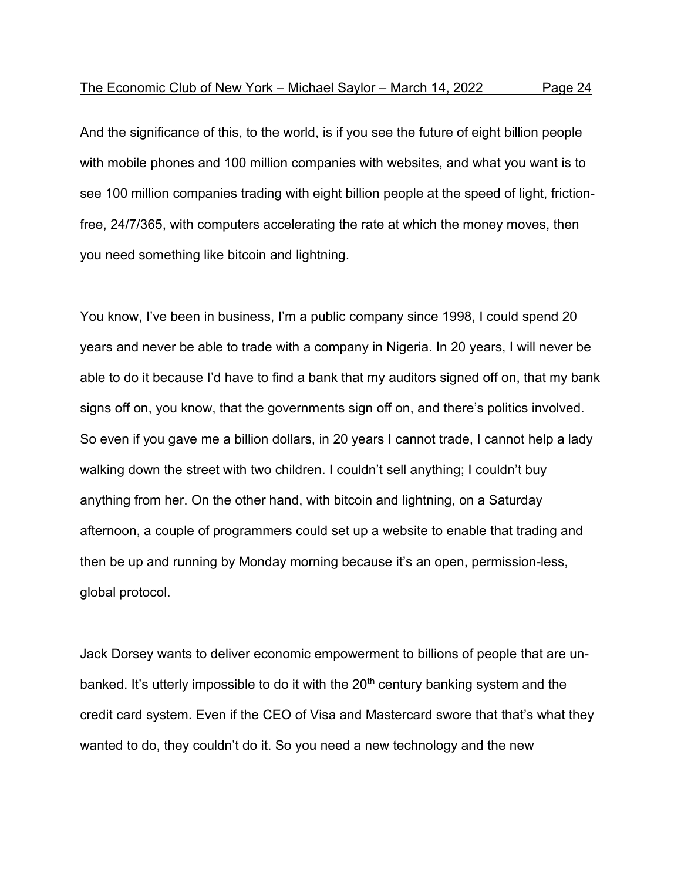And the significance of this, to the world, is if you see the future of eight billion people with mobile phones and 100 million companies with websites, and what you want is to see 100 million companies trading with eight billion people at the speed of light, friction-free, 24/7/365, with computers accelerating the rate at which the money moves, then you need something like bitcoin and lightning.

You know, I've been in business, I'm a public company since 1998, I could spend 20 years and never be able to trade with a company in Nigeria. In 20 years, I will never be able to do it because I'd have to find a bank that my auditors signed off on, that my bank signs off on, you know, that the governments sign off on, and there's politics involved. So even if you gave me a billion dollars, in 20 years I cannot trade, I cannot help a lady walking down the street with two children. I couldn't sell anything; I couldn't buy anything from her. On the other hand, with bitcoin and lightning, on a Saturday afternoon, a couple of programmers could set up a website to enable that trading and then be up and running by Monday morning because it's an open, permission-less, global protocol.

Jack Dorsey wants to deliver economic empowerment to billions of people that are un-banked. It's utterly impossible to do it with the 20th century banking system and the credit card system. Even if the CEO of Visa and Mastercard swore that that's what they wanted to do, they couldn't do it. So you need a new technology and the new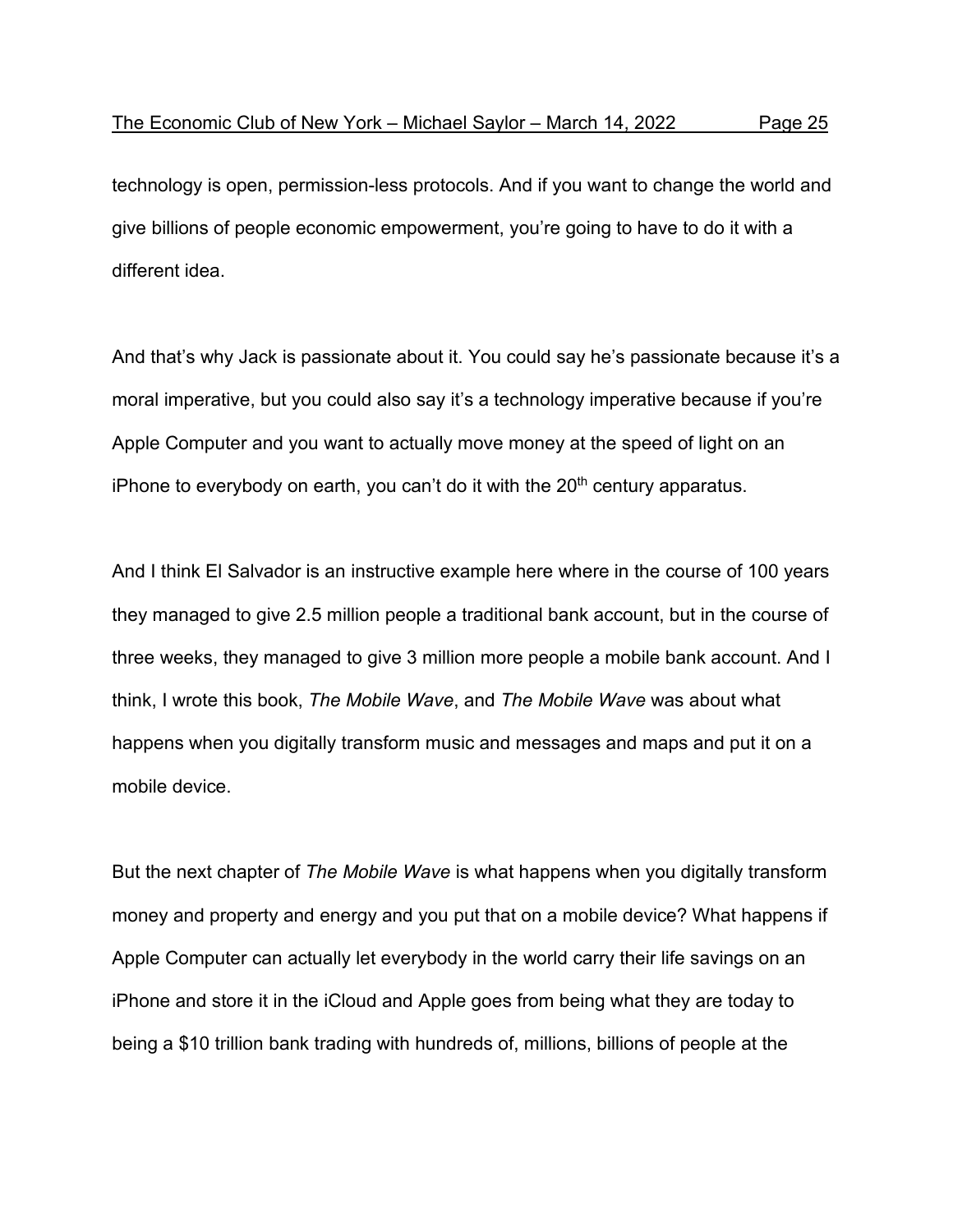technology is open, permission-less protocols. And if you want to change the world and give billions of people economic empowerment, you're going to have to do it with a different idea.

And that's why Jack is passionate about it. You could say he's passionate because it's a moral imperative, but you could also say it's a technology imperative because if you're Apple Computer and you want to actually move money at the speed of light on an iPhone to everybody on earth, you can't do it with the 20th century apparatus.

And I think El Salvador is an instructive example here where in the course of 100 years they managed to give 2.5 million people a traditional bank account, but in the course of three weeks, they managed to give 3 million more people a mobile bank account. And I think, I wrote this book, *The Mobile Wave*, and *The Mobile Wave* was about what happens when you digitally transform music and messages and maps and put it on a mobile device.

But the next chapter of *The Mobile Wave* is what happens when you digitally transform money and property and energy and you put that on a mobile device? What happens if Apple Computer can actually let everybody in the world carry their life savings on an iPhone and store it in the iCloud and Apple goes from being what they are today to being a $10 trillion bank trading with hundreds of, millions, billions of people at the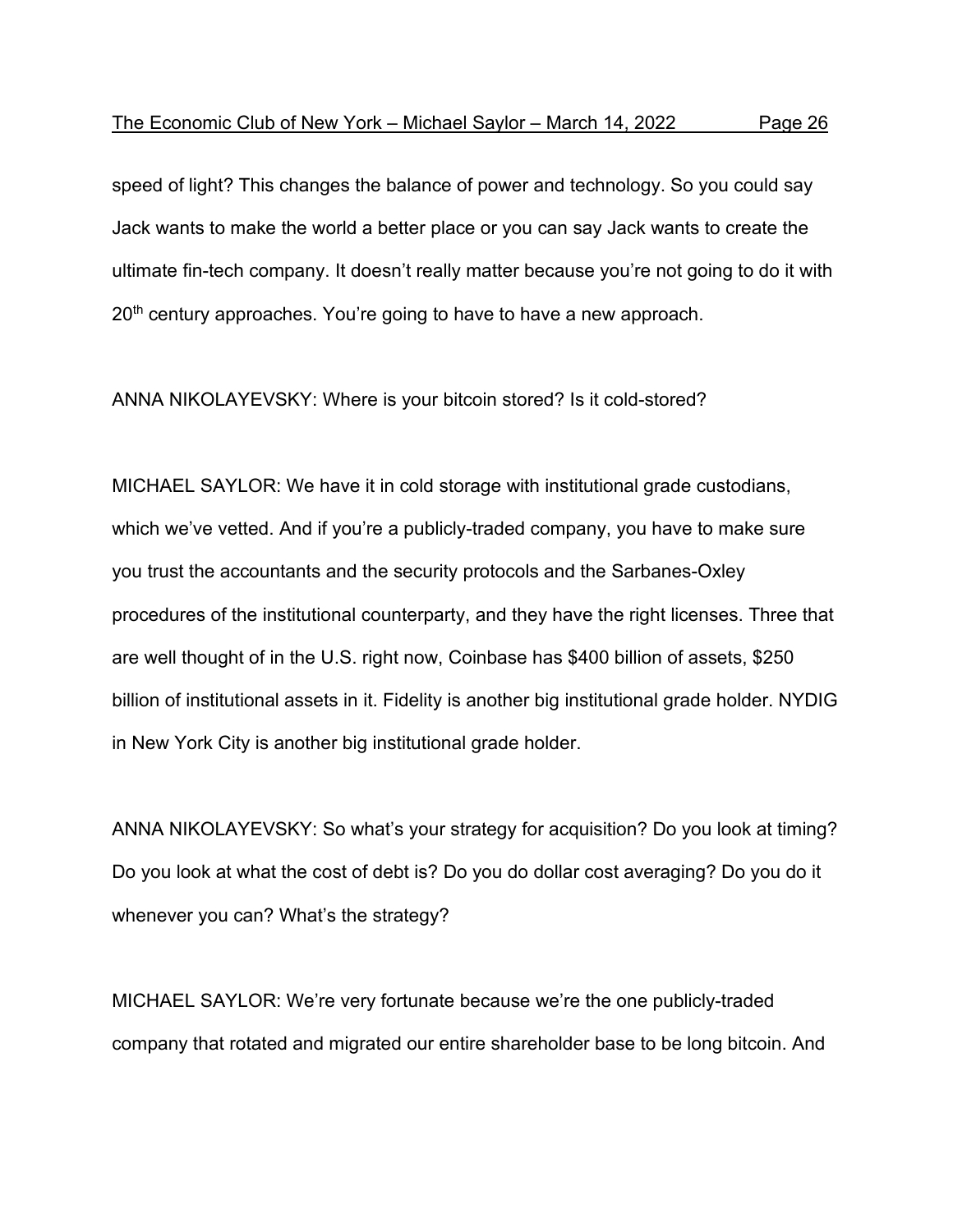speed of light? This changes the balance of power and technology. So you could say Jack wants to make the world a better place or you can say Jack wants to create the ultimate fin-tech company. It doesn't really matter because you're not going to do it with 20th century approaches. You're going to have to have a new approach.

ANNA NIKOLAYEVSKY: Where is your bitcoin stored? Is it cold-stored?

MICHAEL SAYLOR: We have it in cold storage with institutional grade custodians, which we've vetted. And if you're a publicly-traded company, you have to make sure you trust the accountants and the security protocols and the Sarbanes-Oxley procedures of the institutional counterparty, and they have the right licenses. Three that are well thought of in the U.S. right now, Coinbase has $400 billion of assets, $250 billion of institutional assets in it. Fidelity is another big institutional grade holder. NYDIG in New York City is another big institutional grade holder.

ANNA NIKOLAYEVSKY: So what's your strategy for acquisition? Do you look at timing? Do you look at what the cost of debt is? Do you do dollar cost averaging? Do you do it whenever you can? What's the strategy?

MICHAEL SAYLOR: We're very fortunate because we're the one publicly-traded company that rotated and migrated our entire shareholder base to be long bitcoin. And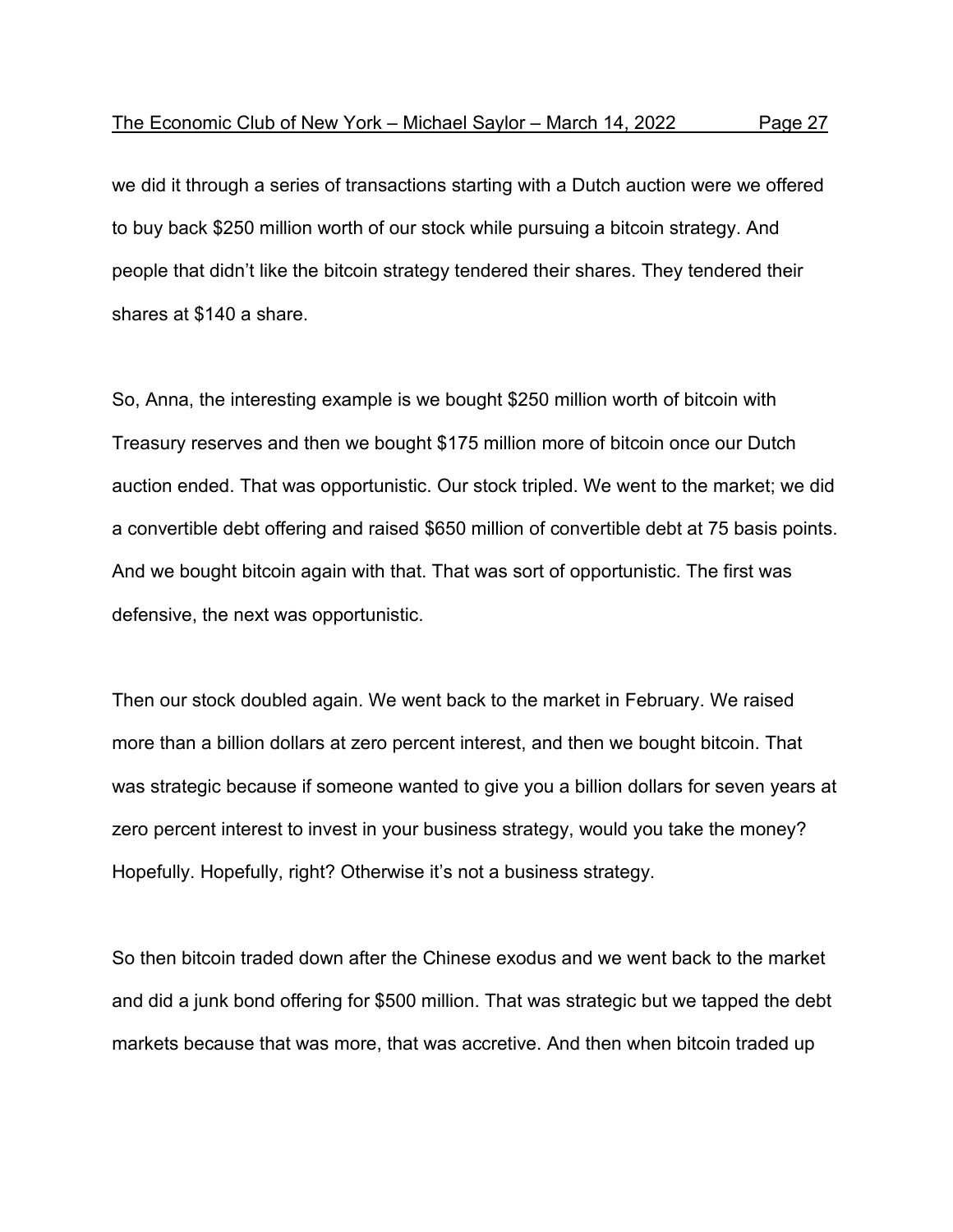we did it through a series of transactions starting with a Dutch auction were we offered to buy back $250 million worth of our stock while pursuing a bitcoin strategy. And people that didn’t like the bitcoin strategy tendered their shares. They tendered their shares at $140 a share.

So, Anna, the interesting example is we bought $250 million worth of bitcoin with Treasury reserves and then we bought $175 million more of bitcoin once our Dutch auction ended. That was opportunistic. Our stock tripled. We went to the market; we did a convertible debt offering and raised $650 million of convertible debt at 75 basis points. And we bought bitcoin again with that. That was sort of opportunistic. The first was defensive, the next was opportunistic.

Then our stock doubled again. We went back to the market in February. We raised more than a billion dollars at zero percent interest, and then we bought bitcoin. That was strategic because if someone wanted to give you a billion dollars for seven years at zero percent interest to invest in your business strategy, would you take the money? Hopefully. Hopefully, right? Otherwise it’s not a business strategy.

So then bitcoin traded down after the Chinese exodus and we went back to the market and did a junk bond offering for $500 million. That was strategic but we tapped the debt markets because that was more, that was accretive. And then when bitcoin traded up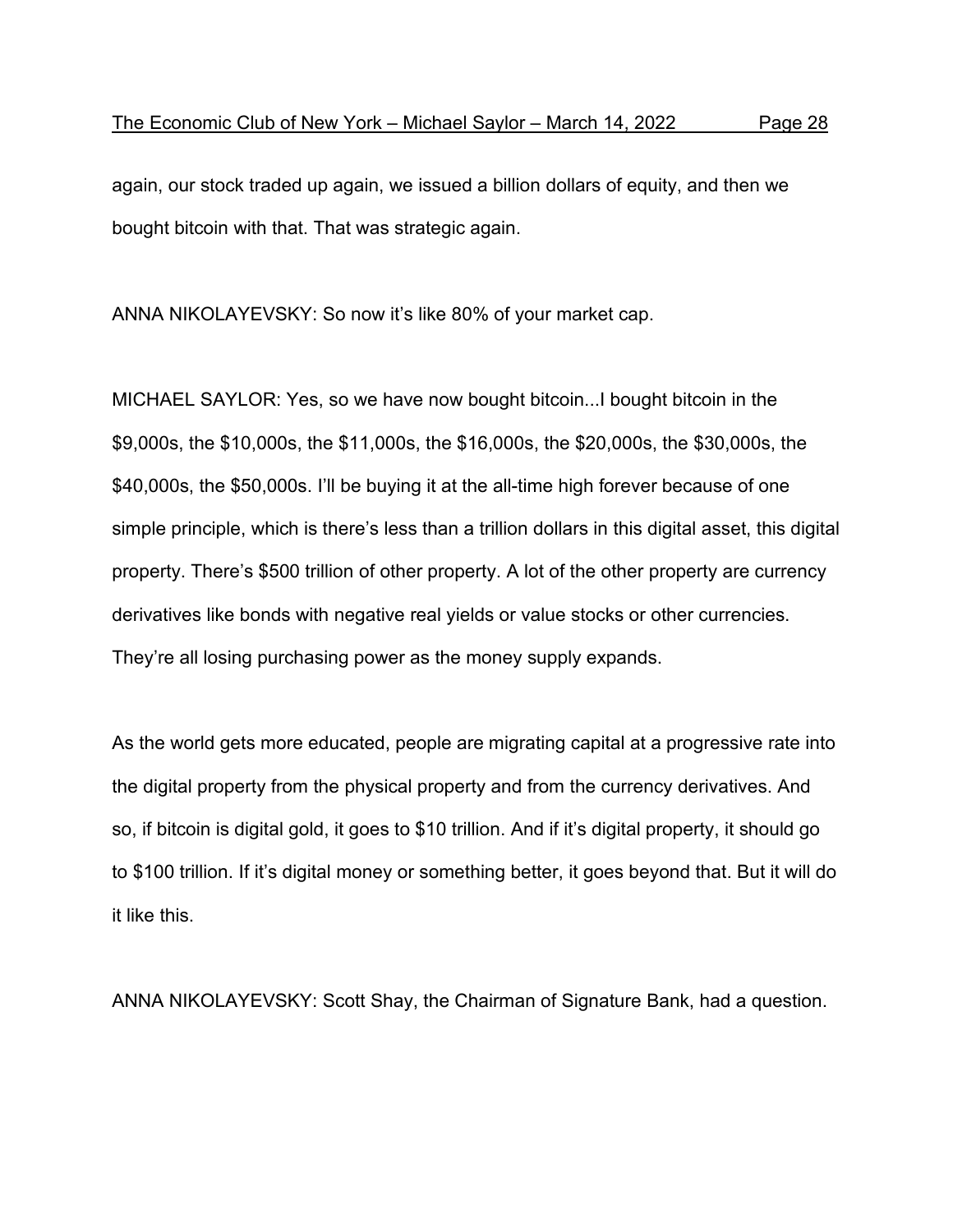again, our stock traded up again, we issued a billion dollars of equity, and then we bought bitcoin with that. That was strategic again.

ANNA NIKOLAYEVSKY: So now it's like 80% of your market cap.

MICHAEL SAYLOR: Yes, so we have now bought bitcoin...I bought bitcoin in the $9,000s, the $10,000s, the $11,000s, the $16,000s, the $20,000s, the $30,000s, the $40,000s, the $50,000s. I'll be buying it at the all-time high forever because of one simple principle, which is there's less than a trillion dollars in this digital asset, this digital property. There's $500 trillion of other property. A lot of the other property are currency derivatives like bonds with negative real yields or value stocks or other currencies. They're all losing purchasing power as the money supply expands.

As the world gets more educated, people are migrating capital at a progressive rate into the digital property from the physical property and from the currency derivatives. And so, if bitcoin is digital gold, it goes to $10 trillion. And if it's digital property, it should go to $100 trillion. If it's digital money or something better, it goes beyond that. But it will do it like this.

ANNA NIKOLAYEVSKY: Scott Shay, the Chairman of Signature Bank, had a question.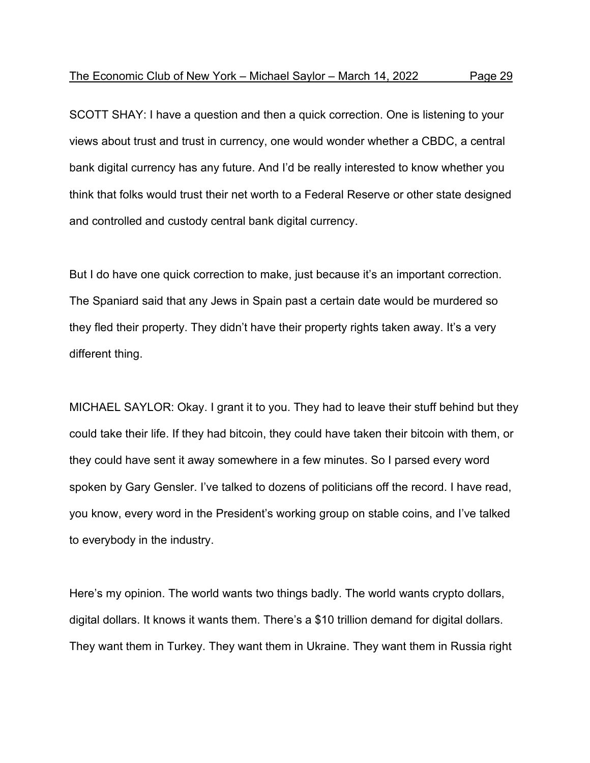SCOTT SHAY: I have a question and then a quick correction. One is listening to your views about trust and trust in currency, one would wonder whether a CBDC, a central bank digital currency has any future. And I'd be really interested to know whether you think that folks would trust their net worth to a Federal Reserve or other state designed and controlled and custody central bank digital currency.

But I do have one quick correction to make, just because it's an important correction. The Spaniard said that any Jews in Spain past a certain date would be murdered so they fled their property. They didn't have their property rights taken away. It's a very different thing.

MICHAEL SAYLOR: Okay. I grant it to you. They had to leave their stuff behind but they could take their life. If they had bitcoin, they could have taken their bitcoin with them, or they could have sent it away somewhere in a few minutes. So I parsed every word spoken by Gary Gensler. I've talked to dozens of politicians off the record. I have read, you know, every word in the President's working group on stable coins, and I've talked to everybody in the industry.

Here's my opinion. The world wants two things badly. The world wants crypto dollars, digital dollars. It knows it wants them. There's a $10 trillion demand for digital dollars. They want them in Turkey. They want them in Ukraine. They want them in Russia right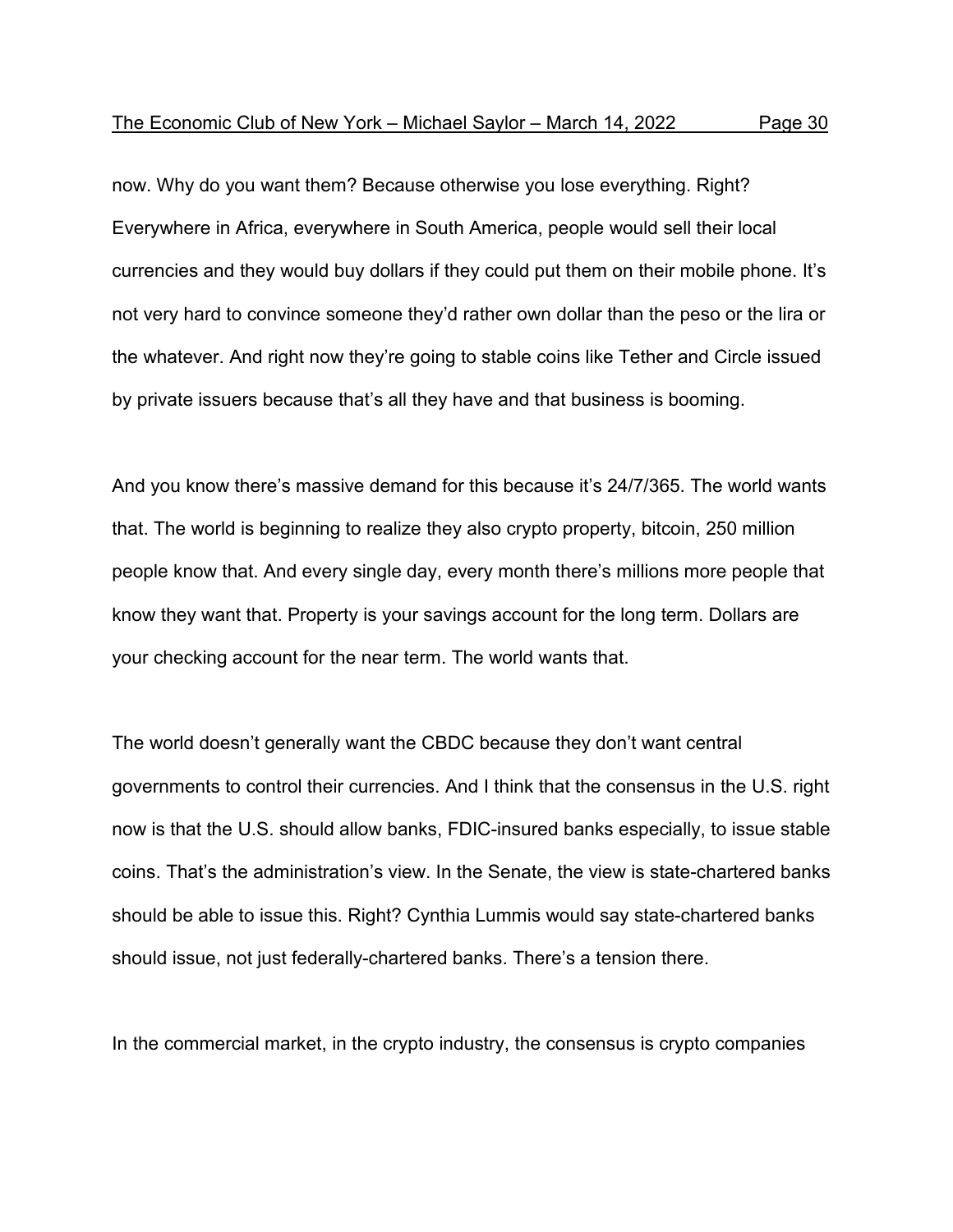now. Why do you want them? Because otherwise you lose everything. Right? Everywhere in Africa, everywhere in South America, people would sell their local currencies and they would buy dollars if they could put them on their mobile phone. It's not very hard to convince someone they'd rather own dollar than the peso or the lira or the whatever. And right now they're going to stable coins like Tether and Circle issued by private issuers because that's all they have and that business is booming.

And you know there's massive demand for this because it's 24/7/365. The world wants that. The world is beginning to realize they also crypto property, bitcoin, 250 million people know that. And every single day, every month there's millions more people that know they want that. Property is your savings account for the long term. Dollars are your checking account for the near term. The world wants that.

The world doesn't generally want the CBDC because they don't want central governments to control their currencies. And I think that the consensus in the U.S. right now is that the U.S. should allow banks, FDIC-insured banks especially, to issue stable coins. That's the administration's view. In the Senate, the view is state-chartered banks should be able to issue this. Right? Cynthia Lummis would say state-chartered banks should issue, not just federally-chartered banks. There's a tension there.

In the commercial market, in the crypto industry, the consensus is crypto companies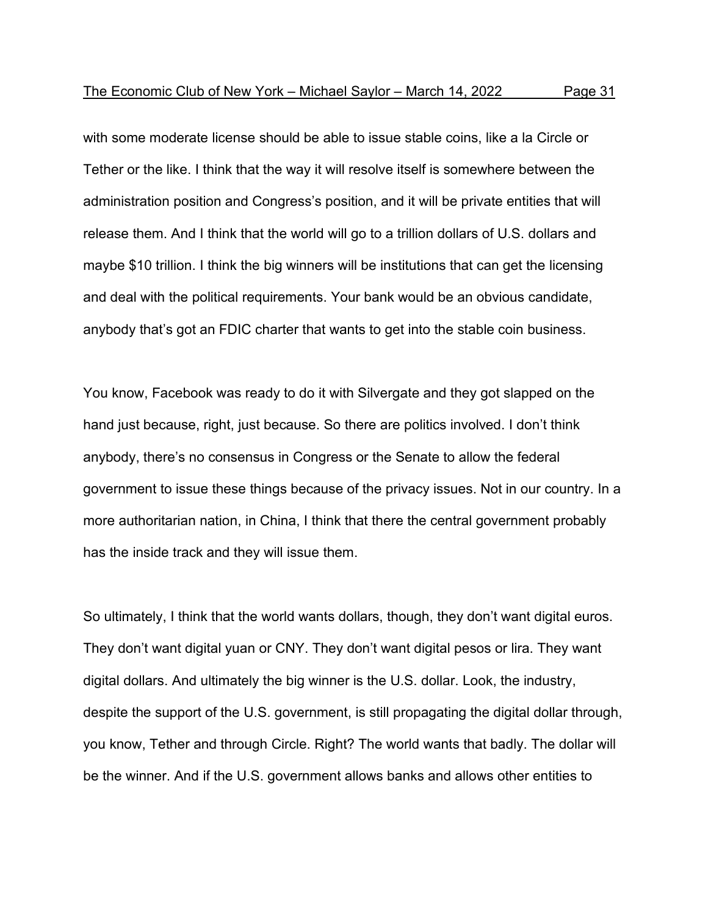with some moderate license should be able to issue stable coins, like a la Circle or Tether or the like. I think that the way it will resolve itself is somewhere between the administration position and Congress's position, and it will be private entities that will release them. And I think that the world will go to a trillion dollars of U.S. dollars and maybe $10 trillion. I think the big winners will be institutions that can get the licensing and deal with the political requirements. Your bank would be an obvious candidate, anybody that's got an FDIC charter that wants to get into the stable coin business.

You know, Facebook was ready to do it with Silvergate and they got slapped on the hand just because, right, just because. So there are politics involved. I don't think anybody, there's no consensus in Congress or the Senate to allow the federal government to issue these things because of the privacy issues. Not in our country. In a more authoritarian nation, in China, I think that there the central government probably has the inside track and they will issue them.

So ultimately, I think that the world wants dollars, though, they don't want digital euros. They don't want digital yuan or CNY. They don't want digital pesos or lira. They want digital dollars. And ultimately the big winner is the U.S. dollar. Look, the industry, despite the support of the U.S. government, is still propagating the digital dollar through, you know, Tether and through Circle. Right? The world wants that badly. The dollar will be the winner. And if the U.S. government allows banks and allows other entities to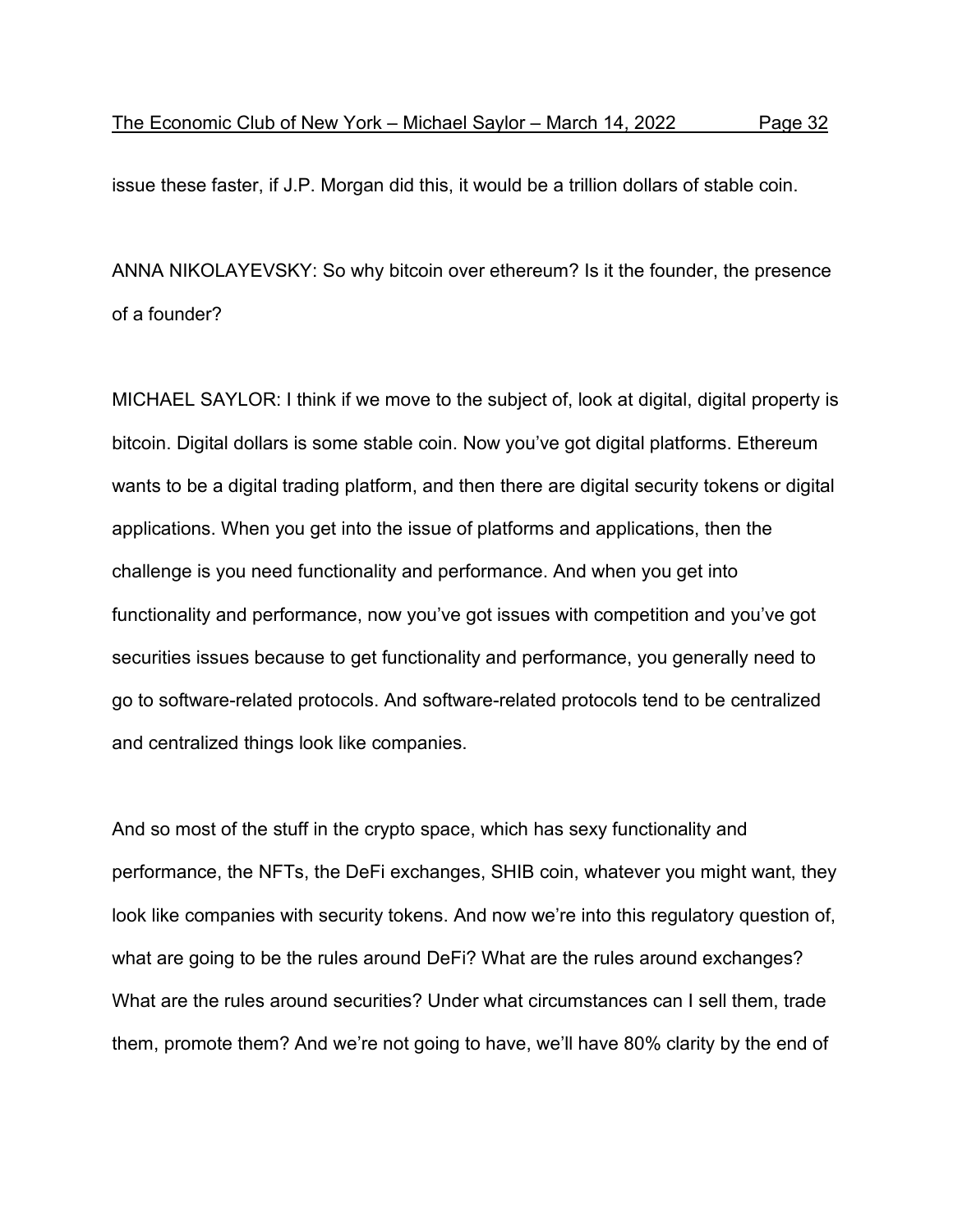issue these faster, if J.P. Morgan did this, it would be a trillion dollars of stable coin.

ANNA NIKOLAYEVSKY: So why bitcoin over ethereum? Is it the founder, the presence of a founder?

MICHAEL SAYLOR: I think if we move to the subject of, look at digital, digital property is bitcoin. Digital dollars is some stable coin. Now you've got digital platforms. Ethereum wants to be a digital trading platform, and then there are digital security tokens or digital applications. When you get into the issue of platforms and applications, then the challenge is you need functionality and performance. And when you get into functionality and performance, now you've got issues with competition and you've got securities issues because to get functionality and performance, you generally need to go to software-related protocols. And software-related protocols tend to be centralized and centralized things look like companies.

And so most of the stuff in the crypto space, which has sexy functionality and performance, the NFTs, the DeFi exchanges, SHIB coin, whatever you might want, they look like companies with security tokens. And now we're into this regulatory question of, what are going to be the rules around DeFi? What are the rules around exchanges? What are the rules around securities? Under what circumstances can I sell them, trade them, promote them? And we're not going to have, we'll have 80% clarity by the end of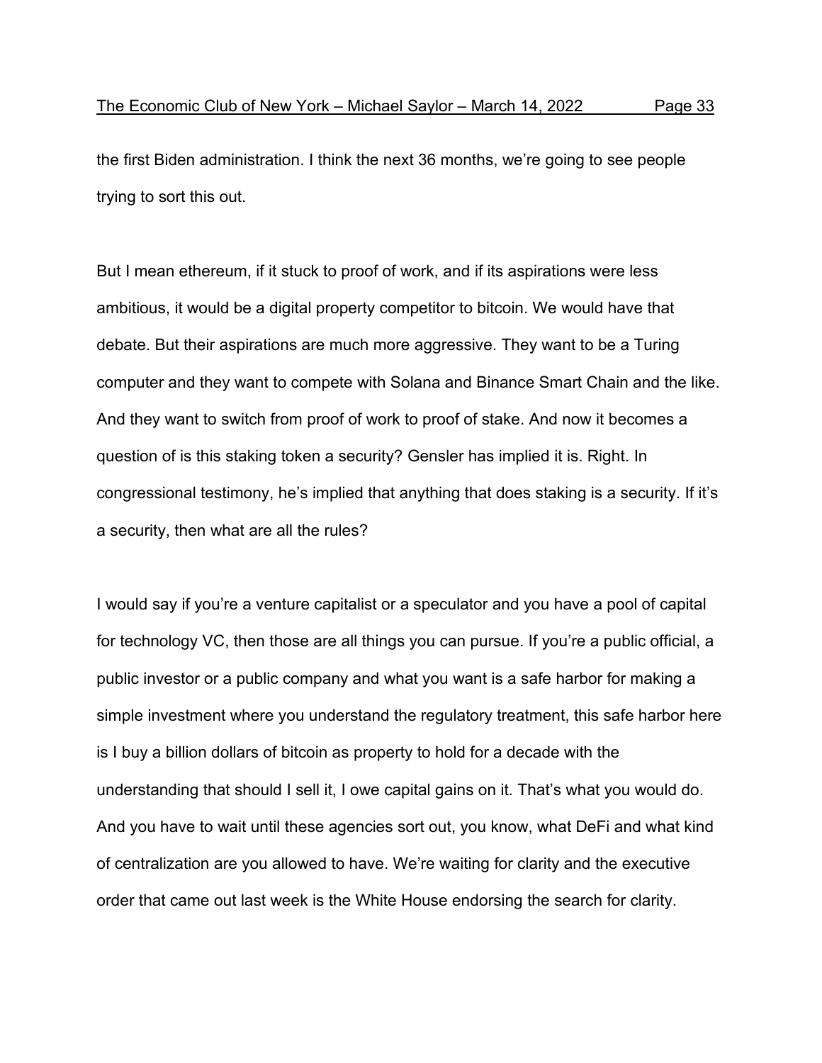the first Biden administration. I think the next 36 months, we're going to see people trying to sort this out.

But I mean ethereum, if it stuck to proof of work, and if its aspirations were less ambitious, it would be a digital property competitor to bitcoin. We would have that debate. But their aspirations are much more aggressive. They want to be a Turing computer and they want to compete with Solana and Binance Smart Chain and the like. And they want to switch from proof of work to proof of stake. And now it becomes a question of is this staking token a security? Gensler has implied it is. Right. In congressional testimony, he's implied that anything that does staking is a security. If it's a security, then what are all the rules?

I would say if you're a venture capitalist or a speculator and you have a pool of capital for technology VC, then those are all things you can pursue. If you're a public official, a public investor or a public company and what you want is a safe harbor for making a simple investment where you understand the regulatory treatment, this safe harbor here is I buy a billion dollars of bitcoin as property to hold for a decade with the understanding that should I sell it, I owe capital gains on it. That's what you would do. And you have to wait until these agencies sort out, you know, what DeFi and what kind of centralization are you allowed to have. We're waiting for clarity and the executive order that came out last week is the White House endorsing the search for clarity.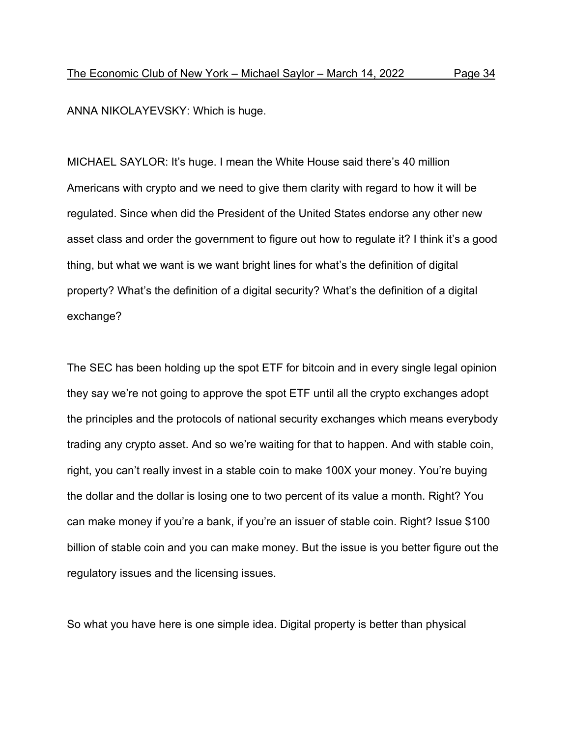ANNA NIKOLAYEVSKY: Which is huge.

MICHAEL SAYLOR: It's huge. I mean the White House said there's 40 million Americans with crypto and we need to give them clarity with regard to how it will be regulated. Since when did the President of the United States endorse any other new asset class and order the government to figure out how to regulate it? I think it's a good thing, but what we want is we want bright lines for what's the definition of digital property? What's the definition of a digital security? What's the definition of a digital exchange?

The SEC has been holding up the spot ETF for bitcoin and in every single legal opinion they say we're not going to approve the spot ETF until all the crypto exchanges adopt the principles and the protocols of national security exchanges which means everybody trading any crypto asset. And so we're waiting for that to happen. And with stable coin, right, you can't really invest in a stable coin to make 100X your money. You're buying the dollar and the dollar is losing one to two percent of its value a month. Right? You can make money if you're a bank, if you're an issuer of stable coin. Right? Issue $100 billion of stable coin and you can make money. But the issue is you better figure out the regulatory issues and the licensing issues.

So what you have here is one simple idea. Digital property is better than physical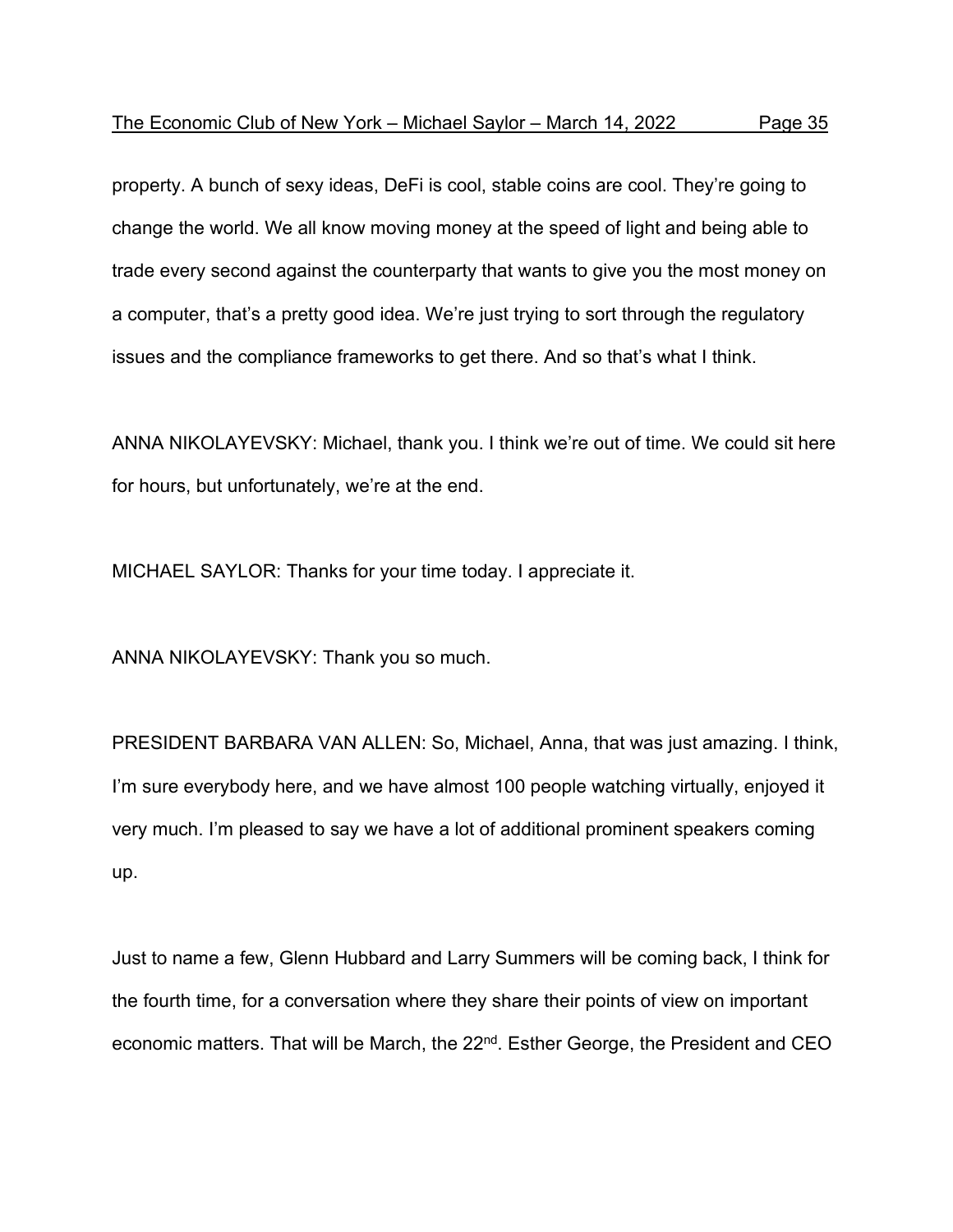property. A bunch of sexy ideas, DeFi is cool, stable coins are cool. They're going to change the world. We all know moving money at the speed of light and being able to trade every second against the counterparty that wants to give you the most money on a computer, that's a pretty good idea. We're just trying to sort through the regulatory issues and the compliance frameworks to get there. And so that's what I think.

ANNA NIKOLAYEVSKY: Michael, thank you. I think we're out of time. We could sit here for hours, but unfortunately, we're at the end.

MICHAEL SAYLOR: Thanks for your time today. I appreciate it.

ANNA NIKOLAYEVSKY: Thank you so much.

PRESIDENT BARBARA VAN ALLEN: So, Michael, Anna, that was just amazing. I think, I'm sure everybody here, and we have almost 100 people watching virtually, enjoyed it very much. I'm pleased to say we have a lot of additional prominent speakers coming up.

Just to name a few, Glenn Hubbard and Larry Summers will be coming back, I think for the fourth time, for a conversation where they share their points of view on important economic matters. That will be March, the 22nd. Esther George, the President and CEO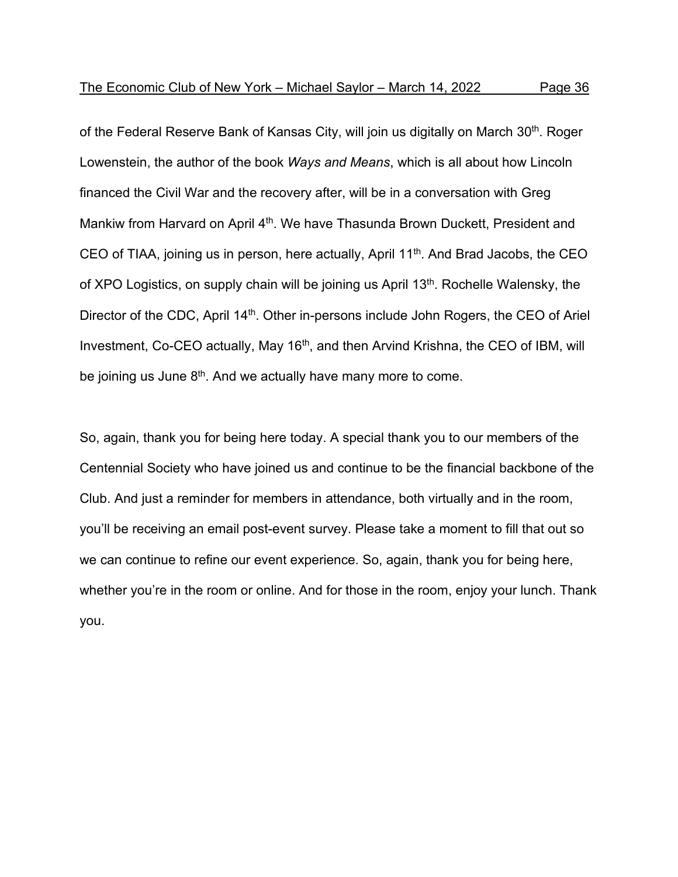of the Federal Reserve Bank of Kansas City, will join us digitally on March 30th. Roger Lowenstein, the author of the book *Ways and Means*, which is all about how Lincoln financed the Civil War and the recovery after, will be in a conversation with Greg Mankiw from Harvard on April 4th. We have Thasunda Brown Duckett, President and CEO of TIAA, joining us in person, here actually, April 11th. And Brad Jacobs, the CEO of XPO Logistics, on supply chain will be joining us April 13th. Rochelle Walensky, the Director of the CDC, April 14th. Other in-persons include John Rogers, the CEO of Ariel Investment, Co-CEO actually, May 16th, and then Arvind Krishna, the CEO of IBM, will be joining us June 8th. And we actually have many more to come.

So, again, thank you for being here today. A special thank you to our members of the Centennial Society who have joined us and continue to be the financial backbone of the Club. And just a reminder for members in attendance, both virtually and in the room, you'll be receiving an email post-event survey. Please take a moment to fill that out so we can continue to refine our event experience. So, again, thank you for being here, whether you're in the room or online. And for those in the room, enjoy your lunch. Thank you.